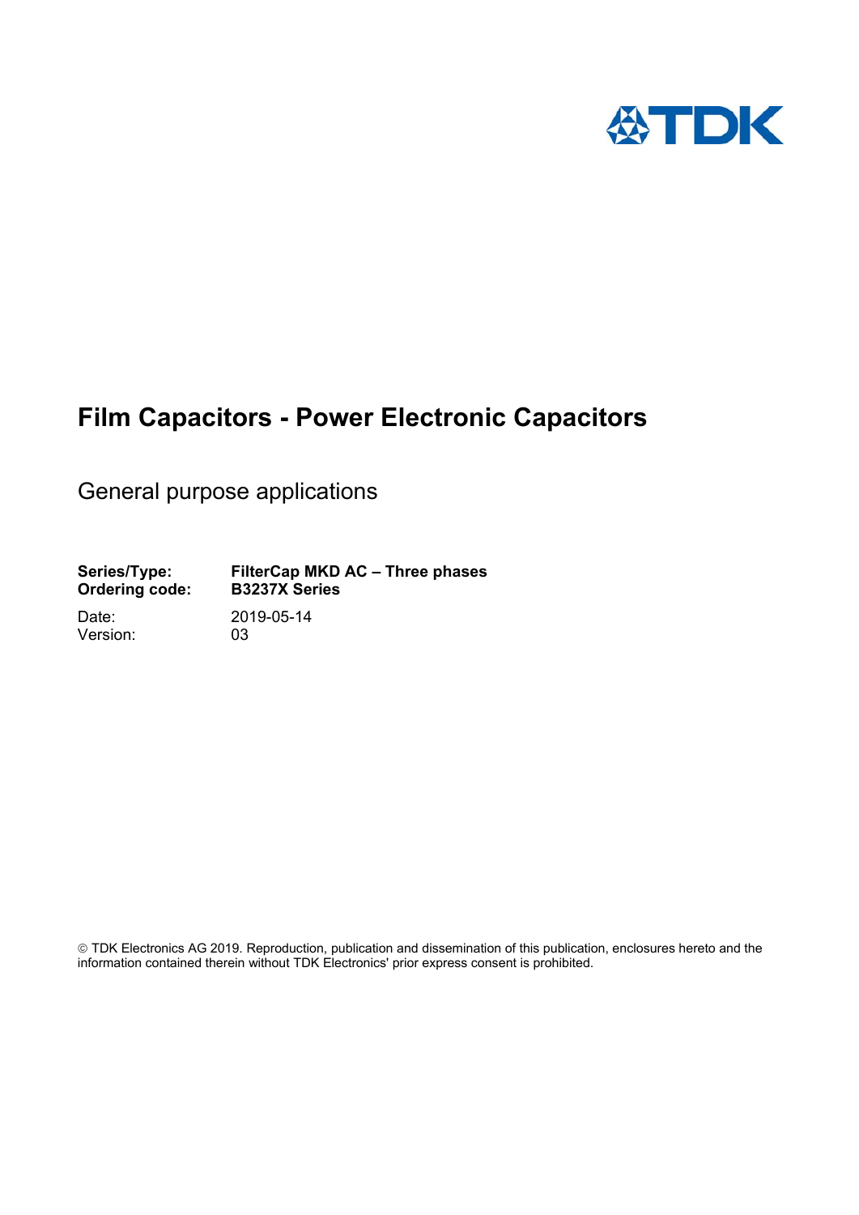TDK

# Film Capacitors - Power Electronic Capacitors

General purpose applications

| | |
|---|---|
| **Series/Type:** | **FilterCap MKD AC – Three phases** |
| **Ordering code:** | **B3237X Series** |
| Date: | 2019-05-14 |
| Version: | 03 |

© TDK Electronics AG 2019. Reproduction, publication and dissemination of this publication, enclosures hereto and the information contained therein without TDK Electronics' prior express consent is prohibited.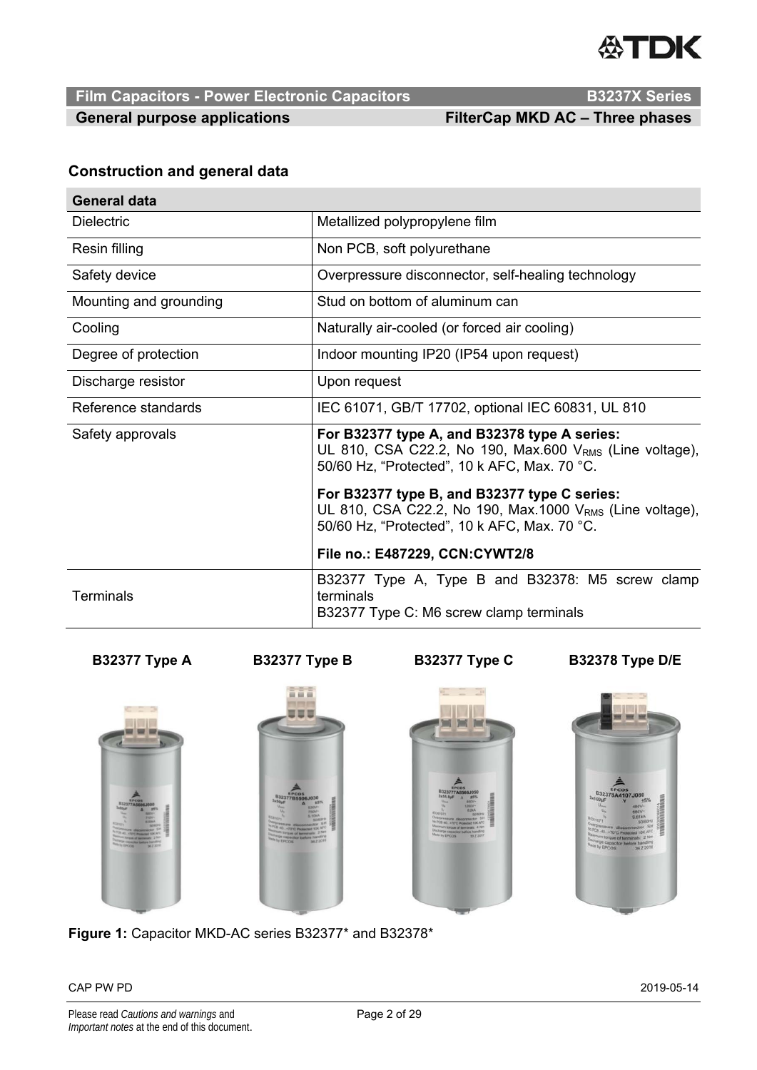## Construction and general data

| General data | |
|---|---|
| Dielectric | Metallized polypropylene film |
| Resin filling | Non PCB, soft polyurethane |
| Safety device | Overpressure disconnector, self-healing technology |
| Mounting and grounding | Stud on bottom of aluminum can |
| Cooling | Naturally air-cooled (or forced air cooling) |
| Degree of protection | Indoor mounting IP20 (IP54 upon request) |
| Discharge resistor | Upon request |
| Reference standards | IEC 61071, GB/T 17702, optional IEC 60831, UL 810 |
| Safety approvals | **For B32377 type A, and B32378 type A series:** UL 810, CSA C22.2, No 190, Max.600 $V_{RMS}$ (Line voltage), 50/60 Hz, "Protected", 10 k AFC, Max. 70 °C. **For B32377 type B, and B32377 type C series:** UL 810, CSA C22.2, No 190, Max.1000 $V_{RMS}$ (Line voltage), 50/60 Hz, "Protected", 10 k AFC, Max. 70 °C. **File no.: E487229, CCN:CYWT2/8** |
| Terminals | B32377 Type A, Type B and B32378: M5 screw clamp terminals<br>B32377 Type C: M6 screw clamp terminals |

**B32377 Type A** **B32377 Type B** **B32377 Type C** **B32378 Type D/E**

**Figure 1:** Capacitor MKD-AC series B32377* and B32378*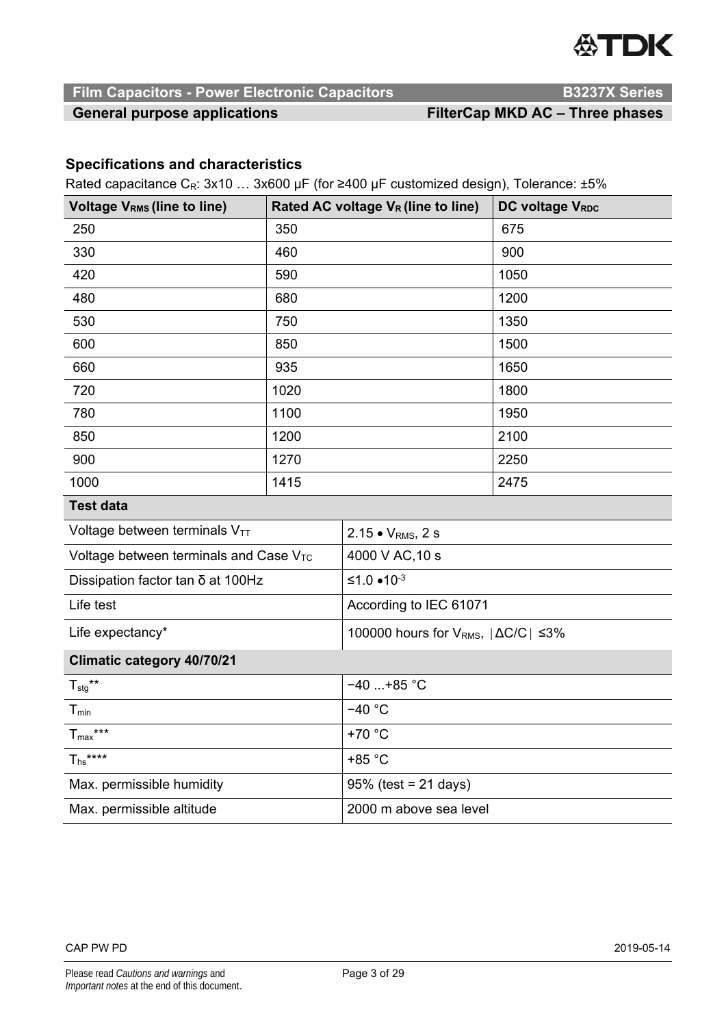## Specifications and characteristics

Rated capacitance $C_R$: 3x10 … 3x600 µF (for ≥400 µF customized design), Tolerance: ±5%

| Voltage $V_{RMS}$ (line to line) | Rated AC voltage $V_R$ (line to line) | DC voltage $V_{RDC}$ |
|---|---|---|
| 250 | 350 | 675 |
| 330 | 460 | 900 |
| 420 | 590 | 1050 |
| 480 | 680 | 1200 |
| 530 | 750 | 1350 |
| 600 | 850 | 1500 |
| 660 | 935 | 1650 |
| 720 | 1020 | 1800 |
| 780 | 1100 | 1950 |
| 850 | 1200 | 2100 |
| 900 | 1270 | 2250 |
| 1000 | 1415 | 2475 |

| **Test data** | |
|---|---|
| Voltage between terminals $V_{TT}$ | $2.15 \bullet V_{RMS}$, 2 s |
| Voltage between terminals and Case $V_{TC}$ | 4000 V AC,10 s |
| Dissipation factor tan δ at 100Hz | $\leq 1.0 \bullet 10^{-3}$ |
| Life test | According to IEC 61071 |
| Life expectancy* | 100000 hours for $V_{RMS}$, $|\Delta C/C| \leq 3\%$ |

| **Climatic category 40/70/21** | |
|---|---|
| $T_{stg}$** | −40 ...+85 °C |
| $T_{min}$ | −40 °C |
| $T_{max}$*** | +70 °C |
| $T_{hs}$**** | +85 °C |
| Max. permissible humidity | 95% (test = 21 days) |
| Max. permissible altitude | 2000 m above sea level |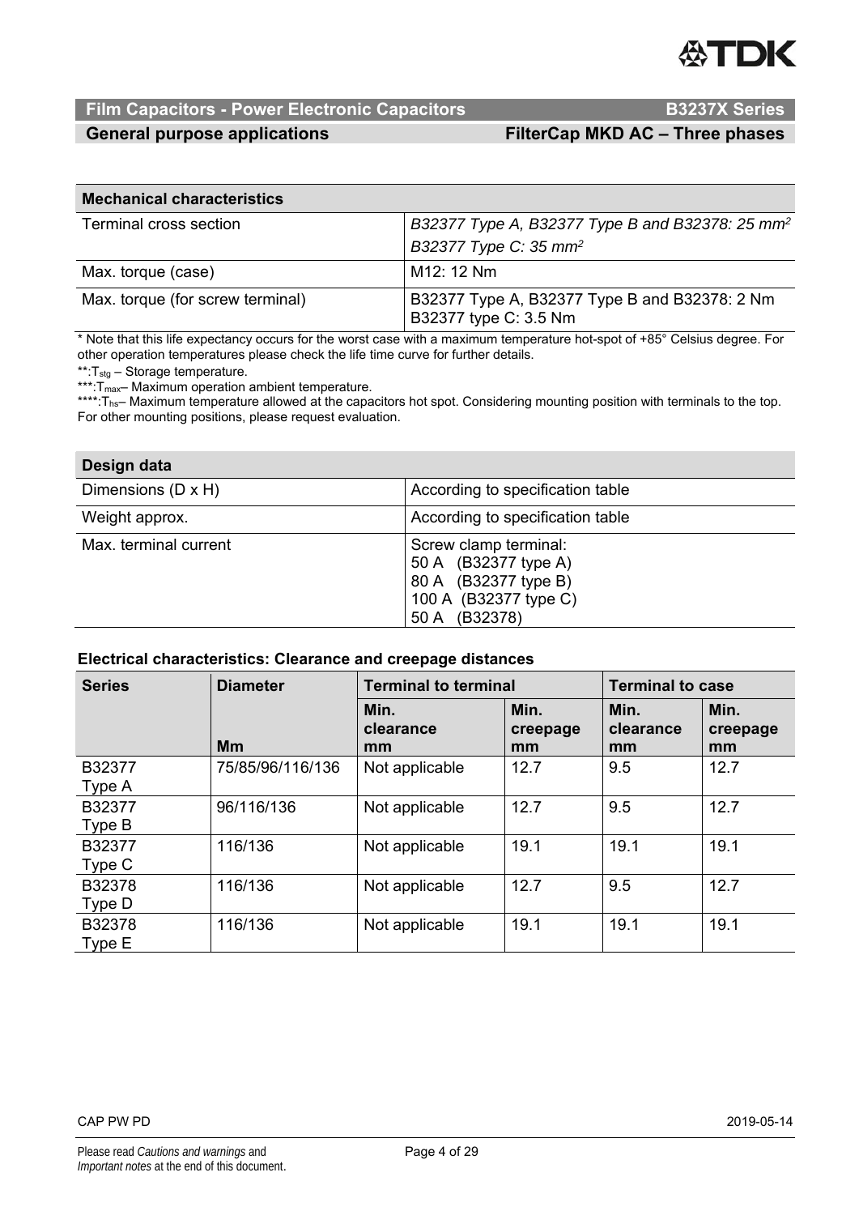| Mechanical characteristics | |
|---|---|
| Terminal cross section | *B32377 Type A, B32377 Type B and B32378: 25 mm²*<br>*B32377 Type C: 35 mm²* |
| Max. torque (case) | M12: 12 Nm |
| Max. torque (for screw terminal) | B32377 Type A, B32377 Type B and B32378: 2 Nm<br>B32377 type C: 3.5 Nm |

* Note that this life expectancy occurs for the worst case with a maximum temperature hot-spot of +85° Celsius degree. For other operation temperatures please check the life time curve for further details.

**:$T_{stg}$ – Storage temperature.

***:$T_{max}$– Maximum operation ambient temperature.

****:$T_{hs}$– Maximum temperature allowed at the capacitors hot spot. Considering mounting position with terminals to the top. For other mounting positions, please request evaluation.

| Design data | |
|---|---|
| Dimensions (D x H) | According to specification table |
| Weight approx. | According to specification table |
| Max. terminal current | Screw clamp terminal:<br>50 A (B32377 type A)<br>80 A (B32377 type B)<br>100 A (B32377 type C)<br>50 A (B32378) |

**Electrical characteristics: Clearance and creepage distances**

| Series | Diameter | Terminal to terminal | | Terminal to case | |
|---|---|---|---|---|---|
| | Mm | Min. clearance mm | Min. creepage mm | Min. clearance mm | Min. creepage mm |
| B32377 Type A | 75/85/96/116/136 | Not applicable | 12.7 | 9.5 | 12.7 |
| B32377 Type B | 96/116/136 | Not applicable | 12.7 | 9.5 | 12.7 |
| B32377 Type C | 116/136 | Not applicable | 19.1 | 19.1 | 19.1 |
| B32378 Type D | 116/136 | Not applicable | 12.7 | 9.5 | 12.7 |
| B32378 Type E | 116/136 | Not applicable | 19.1 | 19.1 | 19.1 |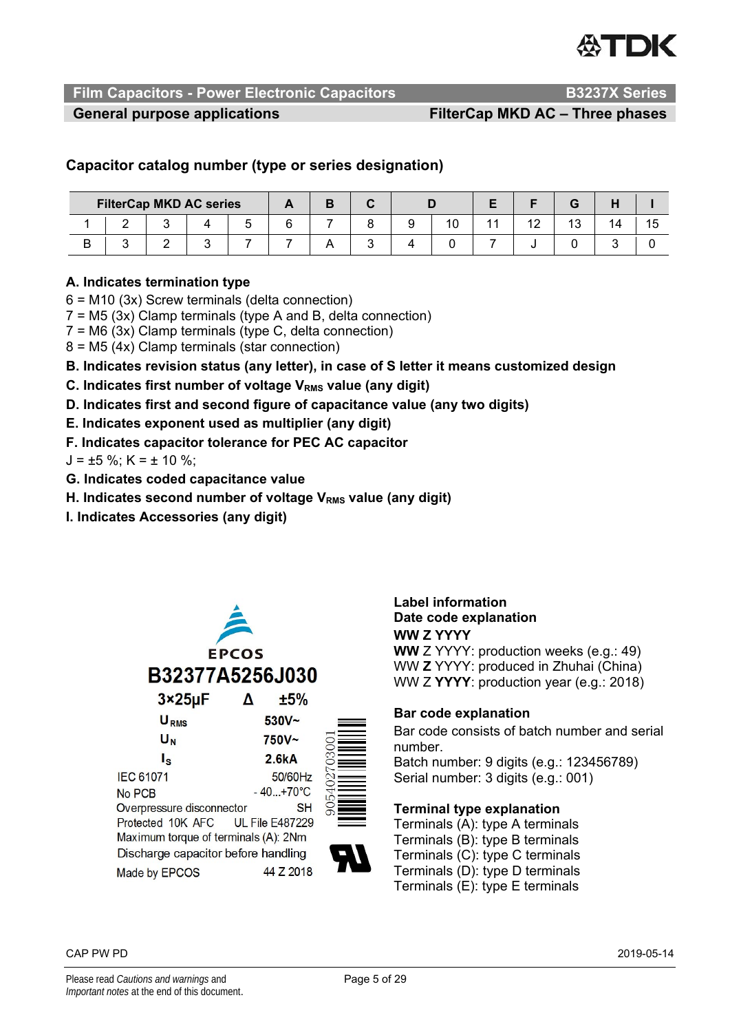## Film Capacitors - Power Electronic Capacitors — B3237X Series

**General purpose applications — FilterCap MKD AC – Three phases**

### Capacitor catalog number (type or series designation)

| FilterCap MKD AC series | | | | | A | B | C | D | | E | F | G | H | I |
|---|---|---|---|---|---|---|---|---|---|---|---|---|---|---|
| 1 | 2 | 3 | 4 | 5 | 6 | 7 | 8 | 9 | 10 | 11 | 12 | 13 | 14 | 15 |
| B | 3 | 2 | 3 | 7 | 7 | A | 3 | 4 | 0 | 7 | J | 0 | 3 | 0 |

**A. Indicates termination type**

6 = M10 (3x) Screw terminals (delta connection)
7 = M5 (3x) Clamp terminals (type A and B, delta connection)
7 = M6 (3x) Clamp terminals (type C, delta connection)
8 = M5 (4x) Clamp terminals (star connection)

**B. Indicates revision status (any letter), in case of S letter it means customized design**

**C. Indicates first number of voltage $V_{RMS}$ value (any digit)**

**D. Indicates first and second figure of capacitance value (any two digits)**

**E. Indicates exponent used as multiplier (any digit)**

**F. Indicates capacitor tolerance for PEC AC capacitor**

J = ±5 %; K = ± 10 %;

**G. Indicates coded capacitance value**

**H. Indicates second number of voltage $V_{RMS}$ value (any digit)**

**I. Indicates Accessories (any digit)**

EPCOS
B32377A5256J030
3×25µF Δ ±5%
$U_{RMS}$ 530V~
$U_N$ 750V~
$I_S$ 2.6kA
IEC 61071 50/60Hz
No PCB - 40...+70°C
Overpressure disconnector SH
Protected 10K AFC UL File E487229
Maximum torque of terminals (A): 2Nm
Discharge capacitor before handling
Made by EPCOS 44 Z 2018
905402703001

**Label information**

**Date code explanation**

**WW Z YYYY**

**WW** Z YYYY: production weeks (e.g.: 49)
WW **Z** YYYY: produced in Zhuhai (China)
WW Z **YYYY**: production year (e.g.: 2018)

**Bar code explanation**

Bar code consists of batch number and serial number.
Batch number: 9 digits (e.g.: 123456789)
Serial number: 3 digits (e.g.: 001)

**Terminal type explanation**

Terminals (A): type A terminals
Terminals (B): type B terminals
Terminals (C): type C terminals
Terminals (D): type D terminals
Terminals (E): type E terminals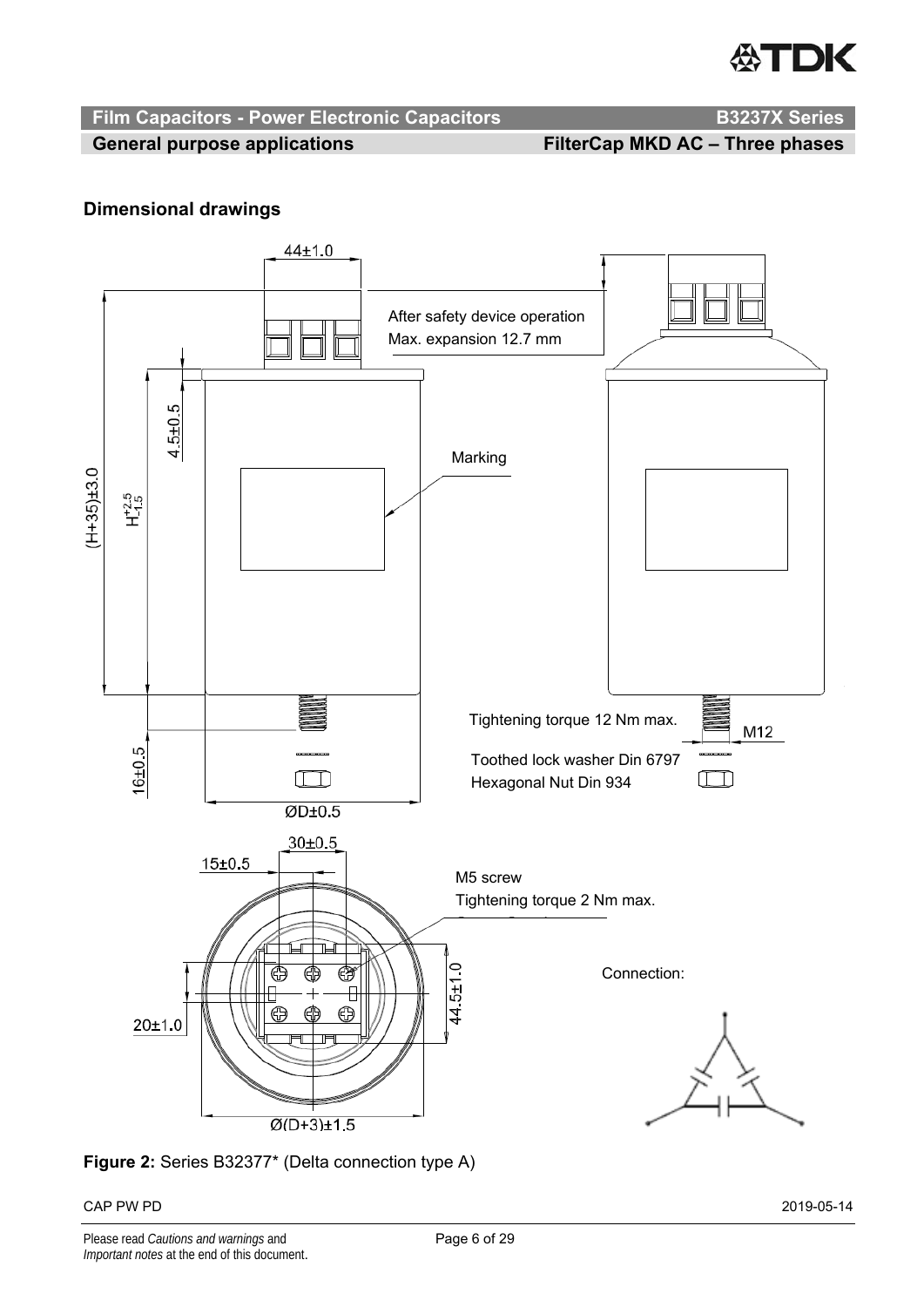## Dimensional drawings

44±1.0

After safety device operation
Max. expansion 12.7 mm

4.5±0.5

Marking

(H+35)±3.0

$H^{+2.5}_{-1.5}$

Tightening torque 12 Nm max.

M12

16±0.5

Toothed lock washer Din 6797
Hexagonal Nut Din 934

ØD±0.5

30±0.5

15±0.5

M5 screw
Tightening torque 2 Nm max.

44.5±1.0

Connection:

20±1.0

Ø(D+3)±1.5

**Figure 2:** Series B32377* (Delta connection type A)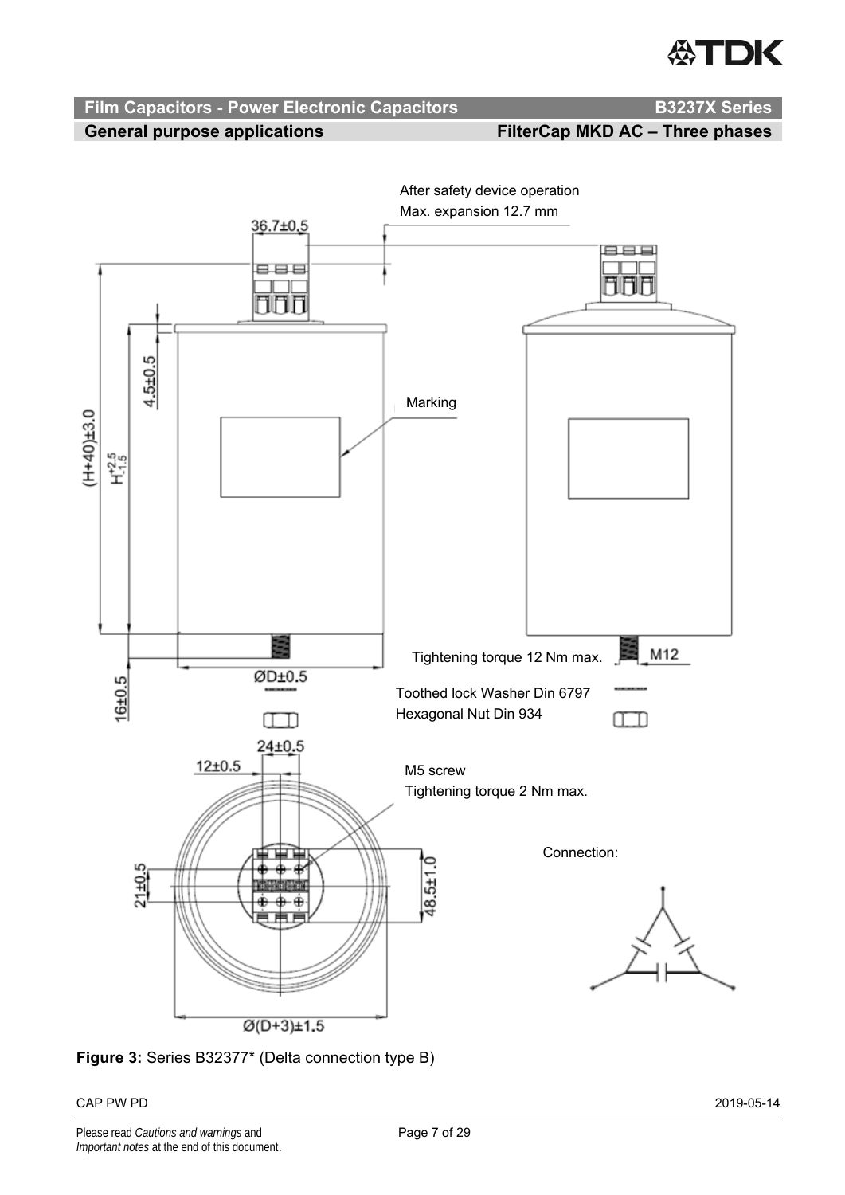After safety device operation
Max. expansion 12.7 mm

36.7±0.5

(H+40)±3.0

$H^{+2.5}_{-1.5}$

4.5±0.5

Marking

Tightening torque 12 Nm max.

M12

ØD±0.5

16±0.5

Toothed lock Washer Din 6797
Hexagonal Nut Din 934

24±0.5

12±0.5

M5 screw
Tightening torque 2 Nm max.

21±0.5

48.5±1.0

Connection:

Ø(D+3)±1.5

**Figure 3:** Series B32377* (Delta connection type B)

CAP PW PD 2019-05-14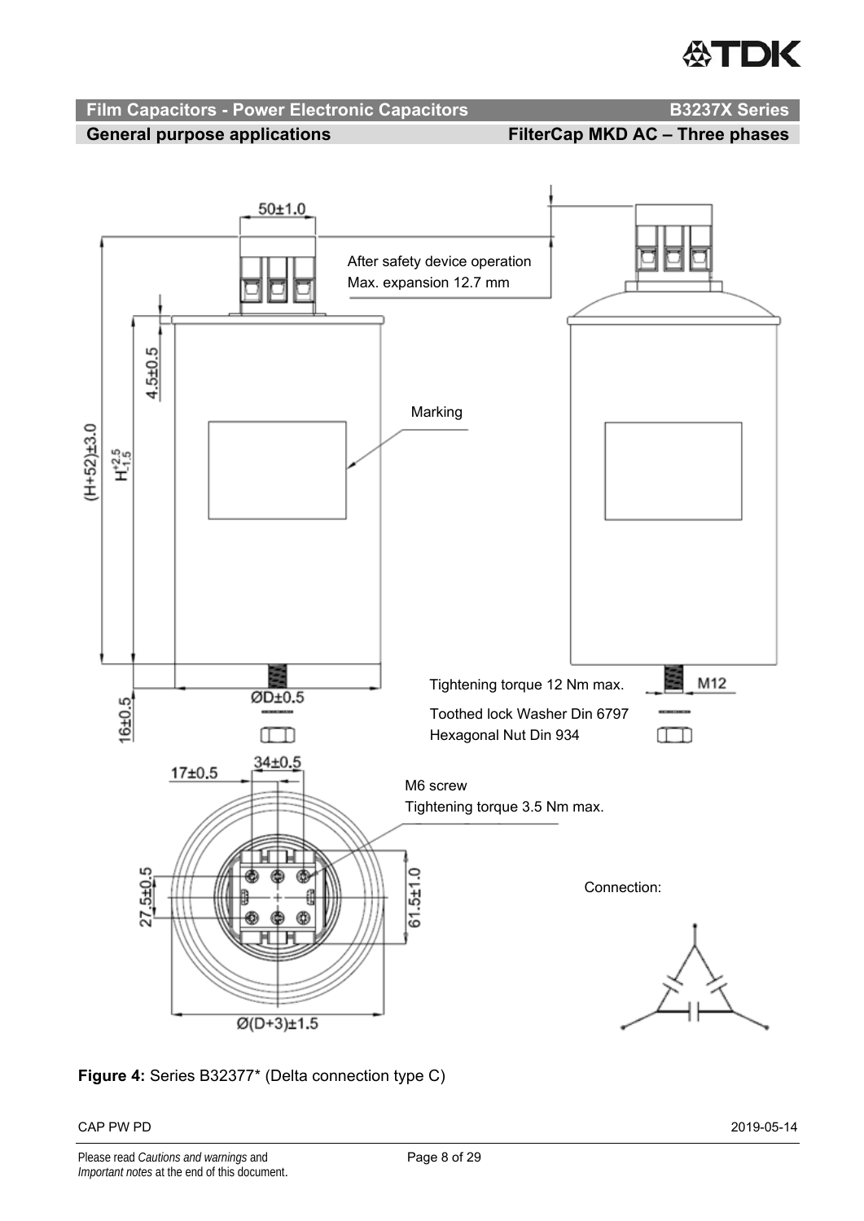Figure 4: Series B32377* (Delta connection type C)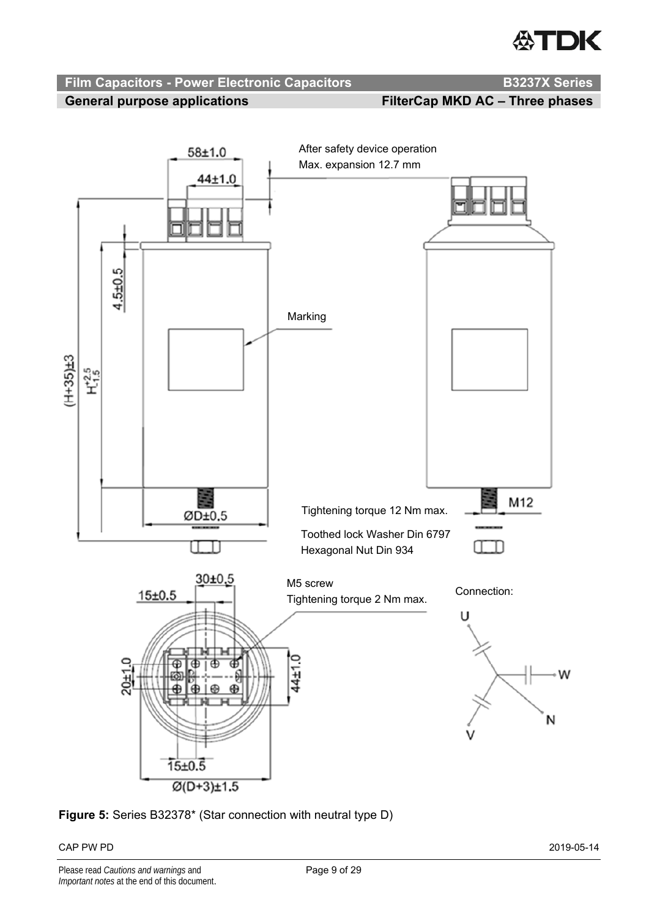Film Capacitors - Power Electronic Capacitors — B3237X Series

General purpose applications — FilterCap MKD AC – Three phases

58±1.0

44±1.0

After safety device operation
Max. expansion 12.7 mm

4.5±0.5

(H+35)±3

$H^{+2.5}_{-1.5}$

Marking

ØD±0.5

Tightening torque 12 Nm max.

M12

Toothed lock Washer Din 6797
Hexagonal Nut Din 934

30±0.5

15±0.5

M5 screw
Tightening torque 2 Nm max.

Connection:

U

W

N

V

20±1.0

44±1.0

15±0.5

Ø(D+3)±1.5

**Figure 5:** Series B32378* (Star connection with neutral type D)

CAP PW PD — 2019-05-14

Please read *Cautions and warnings* and *Important notes* at the end of this document.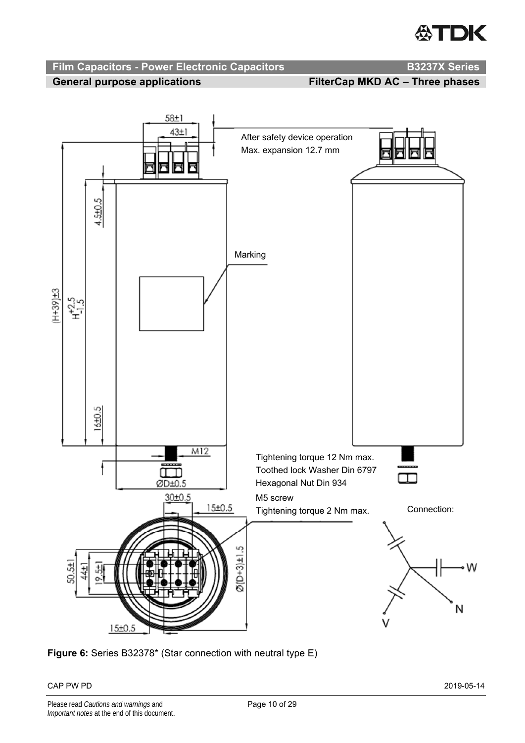Film Capacitors - Power Electronic Capacitors | B3237X Series

General purpose applications | FilterCap MKD AC – Three phases

58±1

43±1

After safety device operation
Max. expansion 12.7 mm

4.5±0.5

Marking

(H+39)±3

$H^{+2.5}_{-1.5}$

16±0.5

M12

Tightening torque 12 Nm max.
Toothed lock Washer Din 6797
Hexagonal Nut Din 934

ØD±0.5

30±0.5

15±0.5

M5 screw
Tightening torque 2 Nm max.

Connection:

50.5±1

44±1

19.5±1

Ø(D+3)±1.5

15±0.5

W

N

V

**Figure 6:** Series B32378* (Star connection with neutral type E)

CAP PW PD 2019-05-14

Please read *Cautions and warnings* and *Important notes* at the end of this document.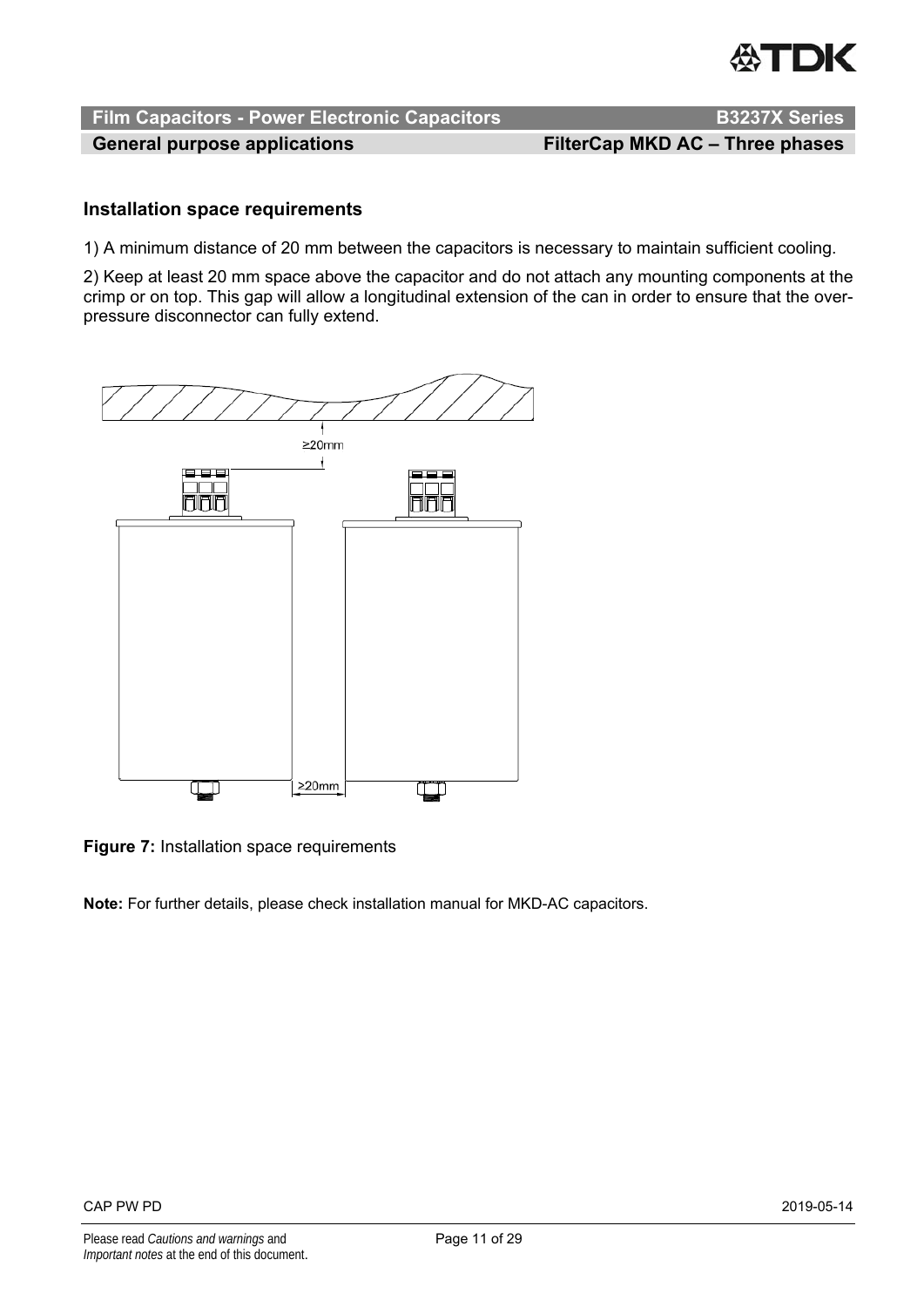## Installation space requirements

1) A minimum distance of 20 mm between the capacitors is necessary to maintain sufficient cooling.

2) Keep at least 20 mm space above the capacitor and do not attach any mounting components at the crimp or on top. This gap will allow a longitudinal extension of the can in order to ensure that the over-pressure disconnector can fully extend.

**Figure 7:** Installation space requirements

**Note:** For further details, please check installation manual for MKD-AC capacitors.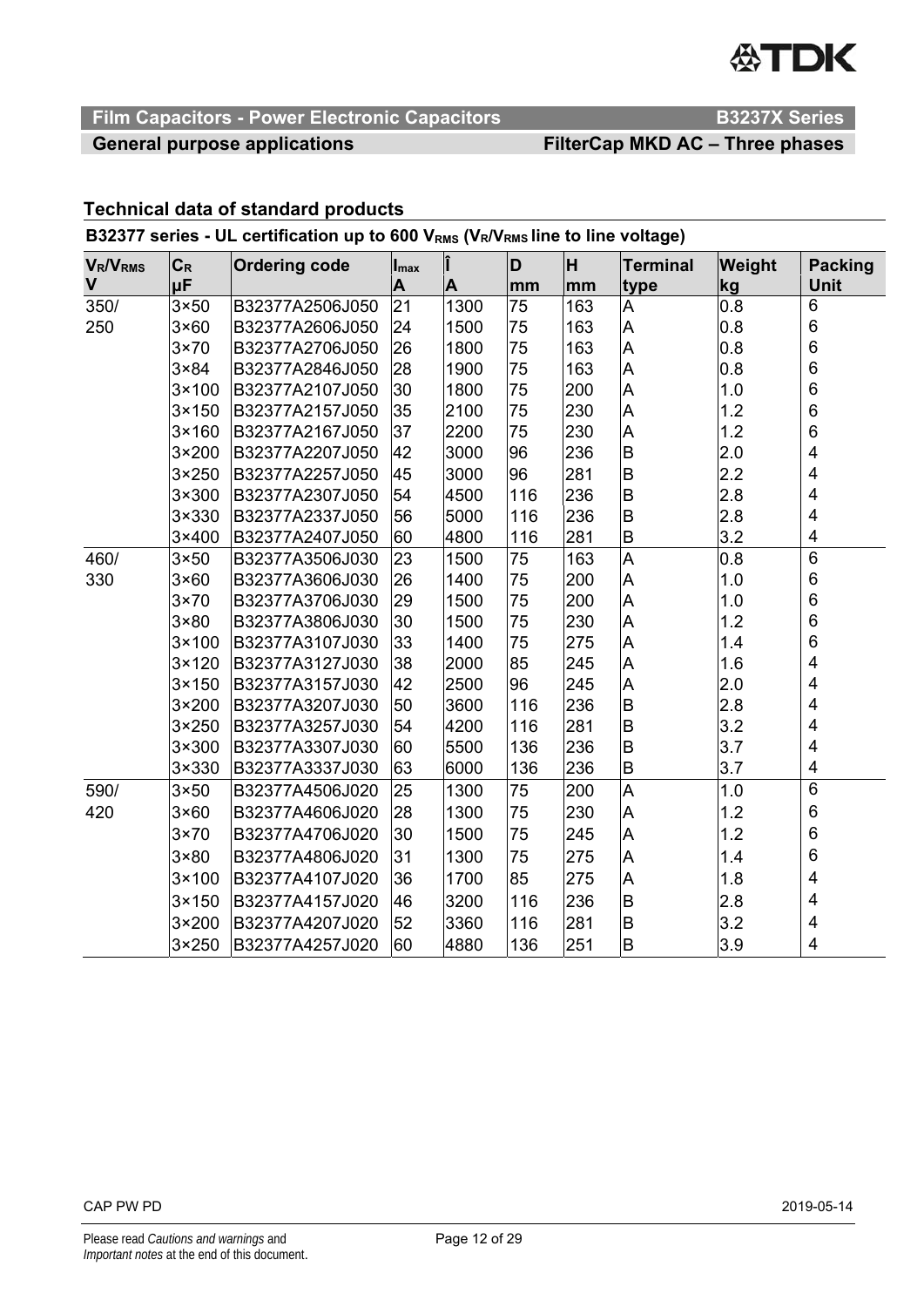## Technical data of standard products

**B32377 series - UL certification up to 600 $V_{RMS}$ ($V_R/V_{RMS}$ line to line voltage)**

| $V_R/V_{RMS}$ V | $C_R$ µF | Ordering code | $I_{max}$ A | Î A | D mm | H mm | Terminal type | Weight kg | Packing Unit |
|---|---|---|---|---|---|---|---|---|---|
| 350/ 250 | 3×50 | B32377A2506J050 | 21 | 1300 | 75 | 163 | A | 0.8 | 6 |
| | 3×60 | B32377A2606J050 | 24 | 1500 | 75 | 163 | A | 0.8 | 6 |
| | 3×70 | B32377A2706J050 | 26 | 1800 | 75 | 163 | A | 0.8 | 6 |
| | 3×84 | B32377A2846J050 | 28 | 1900 | 75 | 163 | A | 0.8 | 6 |
| | 3×100 | B32377A2107J050 | 30 | 1800 | 75 | 200 | A | 1.0 | 6 |
| | 3×150 | B32377A2157J050 | 35 | 2100 | 75 | 230 | A | 1.2 | 6 |
| | 3×160 | B32377A2167J050 | 37 | 2200 | 75 | 230 | A | 1.2 | 6 |
| | 3×200 | B32377A2207J050 | 42 | 3000 | 96 | 236 | B | 2.0 | 4 |
| | 3×250 | B32377A2257J050 | 45 | 3000 | 96 | 281 | B | 2.2 | 4 |
| | 3×300 | B32377A2307J050 | 54 | 4500 | 116 | 236 | B | 2.8 | 4 |
| | 3×330 | B32377A2337J050 | 56 | 5000 | 116 | 236 | B | 2.8 | 4 |
| | 3×400 | B32377A2407J050 | 60 | 4800 | 116 | 281 | B | 3.2 | 4 |
| 460/ 330 | 3×50 | B32377A3506J030 | 23 | 1500 | 75 | 163 | A | 0.8 | 6 |
| | 3×60 | B32377A3606J030 | 26 | 1400 | 75 | 200 | A | 1.0 | 6 |
| | 3×70 | B32377A3706J030 | 29 | 1500 | 75 | 200 | A | 1.0 | 6 |
| | 3×80 | B32377A3806J030 | 30 | 1500 | 75 | 230 | A | 1.2 | 6 |
| | 3×100 | B32377A3107J030 | 33 | 1400 | 75 | 275 | A | 1.4 | 6 |
| | 3×120 | B32377A3127J030 | 38 | 2000 | 85 | 245 | A | 1.6 | 4 |
| | 3×150 | B32377A3157J030 | 42 | 2500 | 96 | 245 | A | 2.0 | 4 |
| | 3×200 | B32377A3207J030 | 50 | 3600 | 116 | 236 | B | 2.8 | 4 |
| | 3×250 | B32377A3257J030 | 54 | 4200 | 116 | 281 | B | 3.2 | 4 |
| | 3×300 | B32377A3307J030 | 60 | 5500 | 136 | 236 | B | 3.7 | 4 |
| | 3×330 | B32377A3337J030 | 63 | 6000 | 136 | 236 | B | 3.7 | 4 |
| 590/ 420 | 3×50 | B32377A4506J020 | 25 | 1300 | 75 | 200 | A | 1.0 | 6 |
| | 3×60 | B32377A4606J020 | 28 | 1300 | 75 | 230 | A | 1.2 | 6 |
| | 3×70 | B32377A4706J020 | 30 | 1500 | 75 | 245 | A | 1.2 | 6 |
| | 3×80 | B32377A4806J020 | 31 | 1300 | 75 | 275 | A | 1.4 | 6 |
| | 3×100 | B32377A4107J020 | 36 | 1700 | 85 | 275 | A | 1.8 | 4 |
| | 3×150 | B32377A4157J020 | 46 | 3200 | 116 | 236 | B | 2.8 | 4 |
| | 3×200 | B32377A4207J020 | 52 | 3360 | 116 | 281 | B | 3.2 | 4 |
| | 3×250 | B32377A4257J020 | 60 | 4880 | 136 | 251 | B | 3.9 | 4 |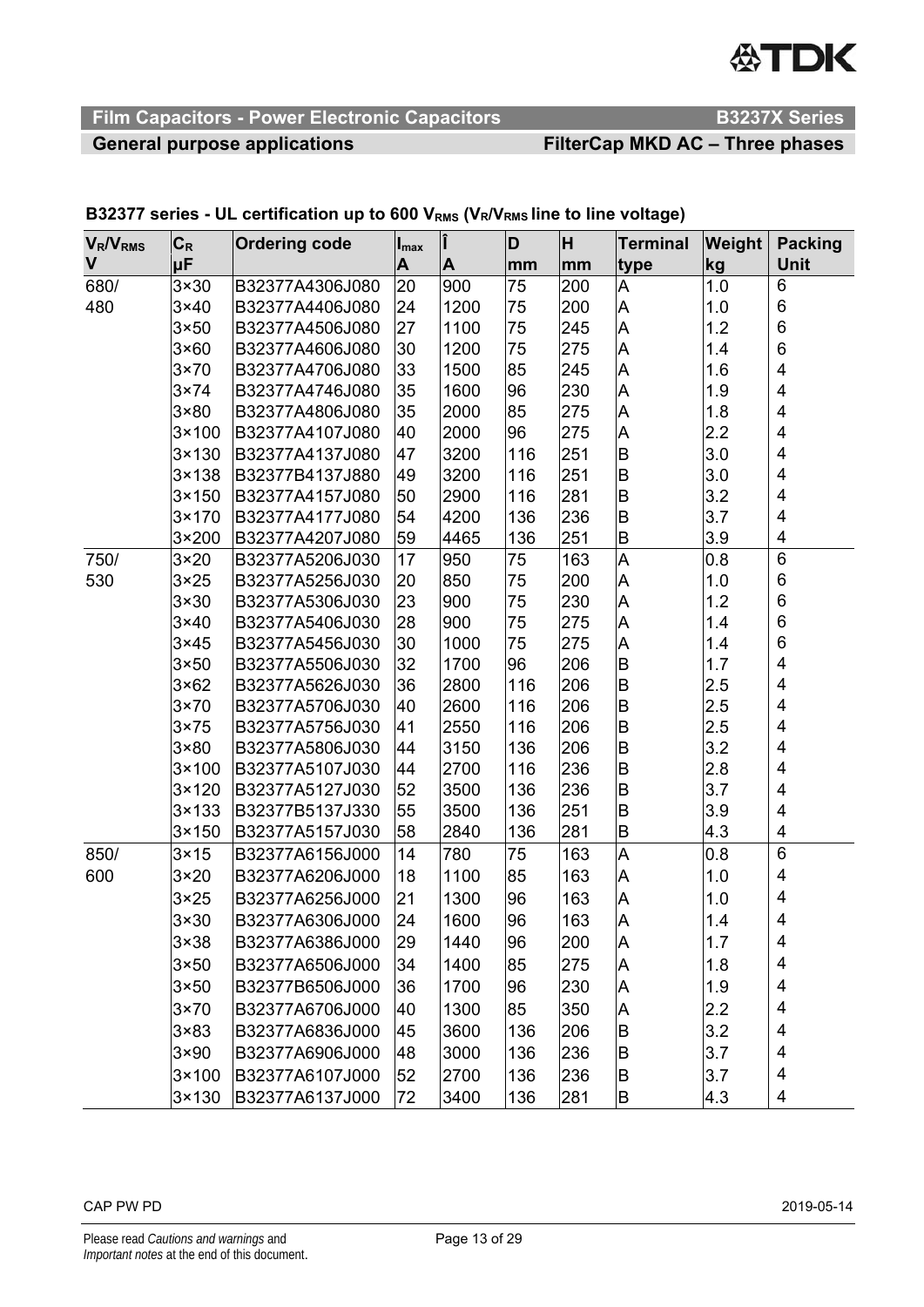**Film Capacitors - Power Electronic Capacitors** — **B3237X Series**

**General purpose applications** — **FilterCap MKD AC – Three phases**

### B32377 series - UL certification up to 600 $V_{RMS}$ ($V_R$/$V_{RMS}$ line to line voltage)

| $V_R$/$V_{RMS}$ V | $C_R$ µF | Ordering code | $I_{max}$ A | Î A | D mm | H mm | Terminal type | Weight kg | Packing Unit |
|---|---|---|---|---|---|---|---|---|---|
| 680/ 480 | 3×30 | B32377A4306J080 | 20 | 900 | 75 | 200 | A | 1.0 | 6 |
| | 3×40 | B32377A4406J080 | 24 | 1200 | 75 | 200 | A | 1.0 | 6 |
| | 3×50 | B32377A4506J080 | 27 | 1100 | 75 | 245 | A | 1.2 | 6 |
| | 3×60 | B32377A4606J080 | 30 | 1200 | 75 | 275 | A | 1.4 | 6 |
| | 3×70 | B32377A4706J080 | 33 | 1500 | 85 | 245 | A | 1.6 | 4 |
| | 3×74 | B32377A4746J080 | 35 | 1600 | 96 | 230 | A | 1.9 | 4 |
| | 3×80 | B32377A4806J080 | 35 | 2000 | 85 | 275 | A | 1.8 | 4 |
| | 3×100 | B32377A4107J080 | 40 | 2000 | 96 | 275 | A | 2.2 | 4 |
| | 3×130 | B32377A4137J080 | 47 | 3200 | 116 | 251 | B | 3.0 | 4 |
| | 3×138 | B32377B4137J880 | 49 | 3200 | 116 | 251 | B | 3.0 | 4 |
| | 3×150 | B32377A4157J080 | 50 | 2900 | 116 | 281 | B | 3.2 | 4 |
| | 3×170 | B32377A4177J080 | 54 | 4200 | 136 | 236 | B | 3.7 | 4 |
| | 3×200 | B32377A4207J080 | 59 | 4465 | 136 | 251 | B | 3.9 | 4 |
| 750/ 530 | 3×20 | B32377A5206J030 | 17 | 950 | 75 | 163 | A | 0.8 | 6 |
| | 3×25 | B32377A5256J030 | 20 | 850 | 75 | 200 | A | 1.0 | 6 |
| | 3×30 | B32377A5306J030 | 23 | 900 | 75 | 230 | A | 1.2 | 6 |
| | 3×40 | B32377A5406J030 | 28 | 900 | 75 | 275 | A | 1.4 | 6 |
| | 3×45 | B32377A5456J030 | 30 | 1000 | 75 | 275 | A | 1.4 | 6 |
| | 3×50 | B32377A5506J030 | 32 | 1700 | 96 | 206 | B | 1.7 | 4 |
| | 3×62 | B32377A5626J030 | 36 | 2800 | 116 | 206 | B | 2.5 | 4 |
| | 3×70 | B32377A5706J030 | 40 | 2600 | 116 | 206 | B | 2.5 | 4 |
| | 3×75 | B32377A5756J030 | 41 | 2550 | 116 | 206 | B | 2.5 | 4 |
| | 3×80 | B32377A5806J030 | 44 | 3150 | 136 | 206 | B | 3.2 | 4 |
| | 3×100 | B32377A5107J030 | 44 | 2700 | 116 | 236 | B | 2.8 | 4 |
| | 3×120 | B32377A5127J030 | 52 | 3500 | 136 | 236 | B | 3.7 | 4 |
| | 3×133 | B32377B5137J330 | 55 | 3500 | 136 | 251 | B | 3.9 | 4 |
| | 3×150 | B32377A5157J030 | 58 | 2840 | 136 | 281 | B | 4.3 | 4 |
| 850/ 600 | 3×15 | B32377A6156J000 | 14 | 780 | 75 | 163 | A | 0.8 | 6 |
| | 3×20 | B32377A6206J000 | 18 | 1100 | 85 | 163 | A | 1.0 | 4 |
| | 3×25 | B32377A6256J000 | 21 | 1300 | 96 | 163 | A | 1.0 | 4 |
| | 3×30 | B32377A6306J000 | 24 | 1600 | 96 | 163 | A | 1.4 | 4 |
| | 3×38 | B32377A6386J000 | 29 | 1440 | 96 | 200 | A | 1.7 | 4 |
| | 3×50 | B32377A6506J000 | 34 | 1400 | 85 | 275 | A | 1.8 | 4 |
| | 3×50 | B32377B6506J000 | 36 | 1700 | 96 | 230 | A | 1.9 | 4 |
| | 3×70 | B32377A6706J000 | 40 | 1300 | 85 | 350 | A | 2.2 | 4 |
| | 3×83 | B32377A6836J000 | 45 | 3600 | 136 | 206 | B | 3.2 | 4 |
| | 3×90 | B32377A6906J000 | 48 | 3000 | 136 | 236 | B | 3.7 | 4 |
| | 3×100 | B32377A6107J000 | 52 | 2700 | 136 | 236 | B | 3.7 | 4 |
| | 3×130 | B32377A6137J000 | 72 | 3400 | 136 | 281 | B | 4.3 | 4 |

CAP PW PD 2019-05-14

Please read *Cautions and warnings* and *Important notes* at the end of this document.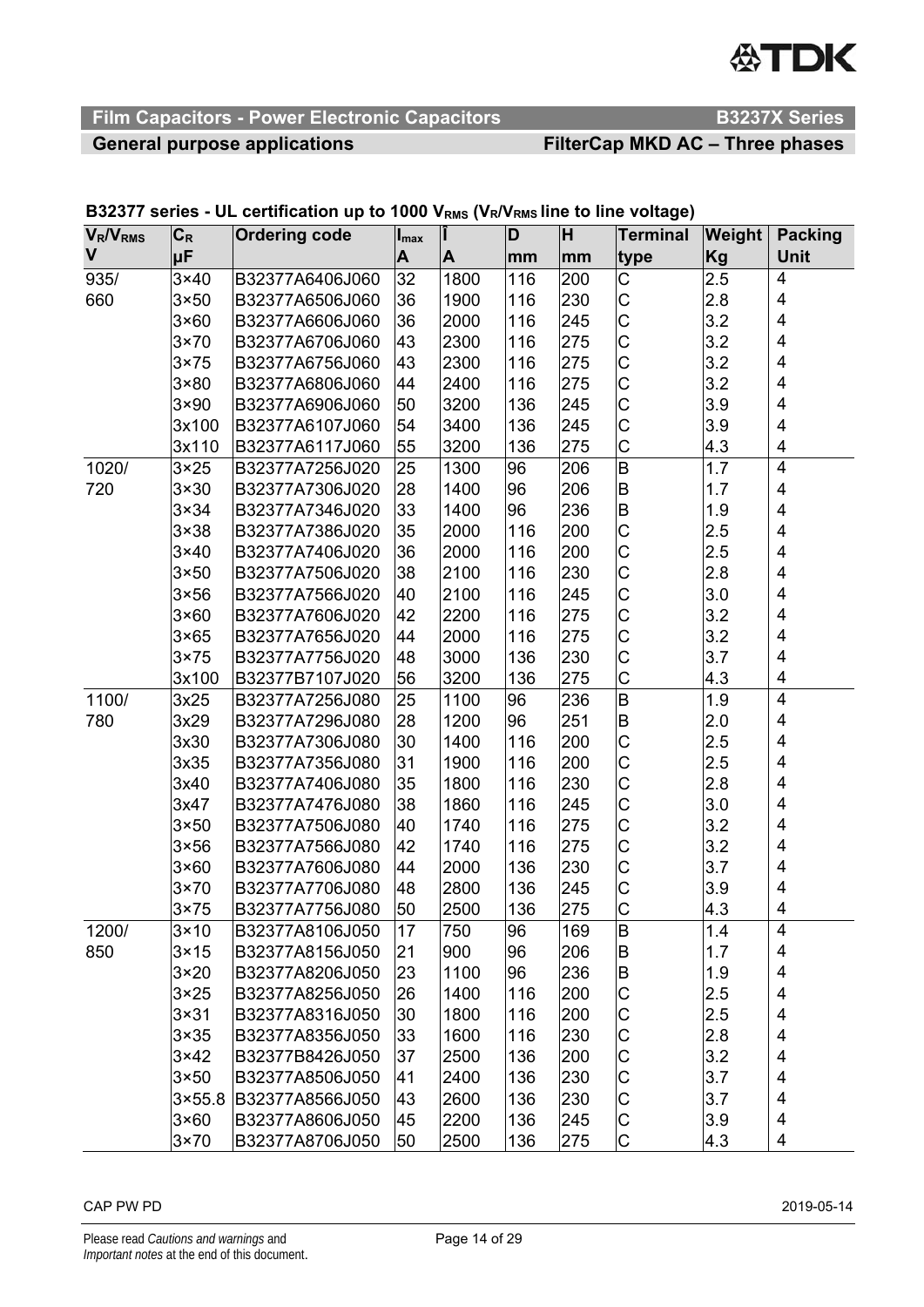**Film Capacitors - Power Electronic Capacitors** **B3237X Series**

**General purpose applications** **FilterCap MKD AC – Three phases**

**B32377 series - UL certification up to 1000 $V_{RMS}$ ($V_R$/$V_{RMS}$ line to line voltage)**

| $V_R$/$V_{RMS}$ V | $C_R$ µF | Ordering code | $I_{max}$ A | Î A | D mm | H mm | Terminal type | Weight Kg | Packing Unit |
|---|---|---|---|---|---|---|---|---|---|
| 935/ 660 | 3×40 | B32377A6406J060 | 32 | 1800 | 116 | 200 | C | 2.5 | 4 |
| | 3×50 | B32377A6506J060 | 36 | 1900 | 116 | 230 | C | 2.8 | 4 |
| | 3×60 | B32377A6606J060 | 36 | 2000 | 116 | 245 | C | 3.2 | 4 |
| | 3×70 | B32377A6706J060 | 43 | 2300 | 116 | 275 | C | 3.2 | 4 |
| | 3×75 | B32377A6756J060 | 43 | 2300 | 116 | 275 | C | 3.2 | 4 |
| | 3×80 | B32377A6806J060 | 44 | 2400 | 116 | 275 | C | 3.2 | 4 |
| | 3×90 | B32377A6906J060 | 50 | 3200 | 136 | 245 | C | 3.9 | 4 |
| | 3x100 | B32377A6107J060 | 54 | 3400 | 136 | 245 | C | 3.9 | 4 |
| | 3x110 | B32377A6117J060 | 55 | 3200 | 136 | 275 | C | 4.3 | 4 |
| 1020/ 720 | 3×25 | B32377A7256J020 | 25 | 1300 | 96 | 206 | B | 1.7 | 4 |
| | 3×30 | B32377A7306J020 | 28 | 1400 | 96 | 206 | B | 1.7 | 4 |
| | 3×34 | B32377A7346J020 | 33 | 1400 | 96 | 236 | B | 1.9 | 4 |
| | 3×38 | B32377A7386J020 | 35 | 2000 | 116 | 200 | C | 2.5 | 4 |
| | 3×40 | B32377A7406J020 | 36 | 2000 | 116 | 200 | C | 2.5 | 4 |
| | 3×50 | B32377A7506J020 | 38 | 2100 | 116 | 230 | C | 2.8 | 4 |
| | 3×56 | B32377A7566J020 | 40 | 2100 | 116 | 245 | C | 3.0 | 4 |
| | 3×60 | B32377A7606J020 | 42 | 2200 | 116 | 275 | C | 3.2 | 4 |
| | 3×65 | B32377A7656J020 | 44 | 2000 | 116 | 275 | C | 3.2 | 4 |
| | 3×75 | B32377A7756J020 | 48 | 3000 | 136 | 230 | C | 3.7 | 4 |
| | 3x100 | B32377B7107J020 | 56 | 3200 | 136 | 275 | C | 4.3 | 4 |
| 1100/ 780 | 3x25 | B32377A7256J080 | 25 | 1100 | 96 | 236 | B | 1.9 | 4 |
| | 3x29 | B32377A7296J080 | 28 | 1200 | 96 | 251 | B | 2.0 | 4 |
| | 3x30 | B32377A7306J080 | 30 | 1400 | 116 | 200 | C | 2.5 | 4 |
| | 3x35 | B32377A7356J080 | 31 | 1900 | 116 | 200 | C | 2.5 | 4 |
| | 3x40 | B32377A7406J080 | 35 | 1800 | 116 | 230 | C | 2.8 | 4 |
| | 3x47 | B32377A7476J080 | 38 | 1860 | 116 | 245 | C | 3.0 | 4 |
| | 3×50 | B32377A7506J080 | 40 | 1740 | 116 | 275 | C | 3.2 | 4 |
| | 3×56 | B32377A7566J080 | 42 | 1740 | 116 | 275 | C | 3.2 | 4 |
| | 3×60 | B32377A7606J080 | 44 | 2000 | 136 | 230 | C | 3.7 | 4 |
| | 3×70 | B32377A7706J080 | 48 | 2800 | 136 | 245 | C | 3.9 | 4 |
| | 3×75 | B32377A7756J080 | 50 | 2500 | 136 | 275 | C | 4.3 | 4 |
| 1200/ 850 | 3×10 | B32377A8106J050 | 17 | 750 | 96 | 169 | B | 1.4 | 4 |
| | 3×15 | B32377A8156J050 | 21 | 900 | 96 | 206 | B | 1.7 | 4 |
| | 3×20 | B32377A8206J050 | 23 | 1100 | 96 | 236 | B | 1.9 | 4 |
| | 3×25 | B32377A8256J050 | 26 | 1400 | 116 | 200 | C | 2.5 | 4 |
| | 3×31 | B32377A8316J050 | 30 | 1800 | 116 | 200 | C | 2.5 | 4 |
| | 3×35 | B32377A8356J050 | 33 | 1600 | 116 | 230 | C | 2.8 | 4 |
| | 3×42 | B32377B8426J050 | 37 | 2500 | 136 | 200 | C | 3.2 | 4 |
| | 3×50 | B32377A8506J050 | 41 | 2400 | 136 | 230 | C | 3.7 | 4 |
| | 3×55.8 | B32377A8566J050 | 43 | 2600 | 136 | 230 | C | 3.7 | 4 |
| | 3×60 | B32377A8606J050 | 45 | 2200 | 136 | 245 | C | 3.9 | 4 |
| | 3×70 | B32377A8706J050 | 50 | 2500 | 136 | 275 | C | 4.3 | 4 |

CAP PW PD 2019-05-14

Please read *Cautions and warnings* and *Important notes* at the end of this document.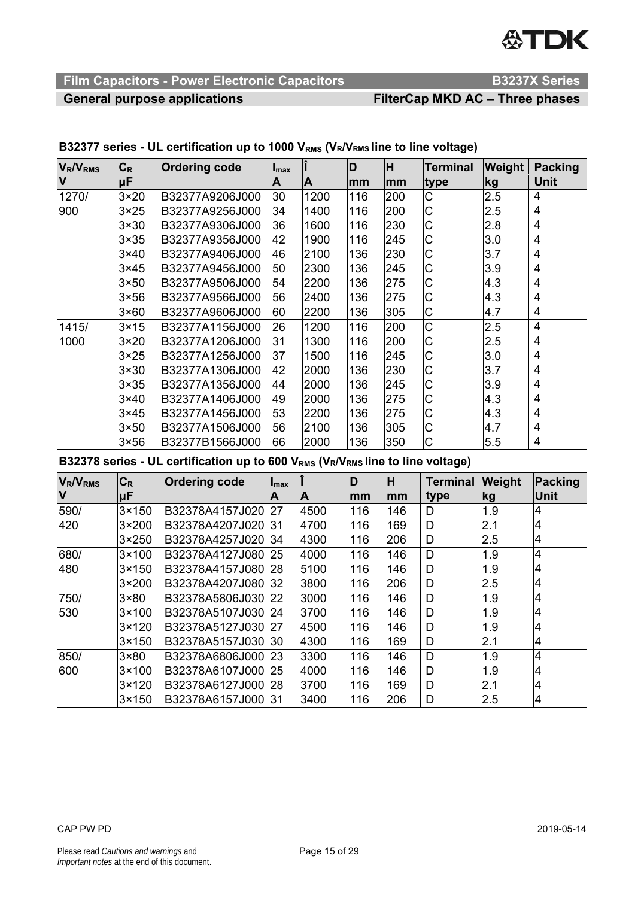## B32377 series - UL certification up to 1000 $V_{RMS}$ ($V_R/V_{RMS}$ line to line voltage)

| $V_R/V_{RMS}$ V | $C_R$ µF | Ordering code | $I_{max}$ A | Î A | D mm | H mm | Terminal type | Weight kg | Packing Unit |
|---|---|---|---|---|---|---|---|---|---|
| 1270/ 900 | 3×20 | B32377A9206J000 | 30 | 1200 | 116 | 200 | C | 2.5 | 4 |
| | 3×25 | B32377A9256J000 | 34 | 1400 | 116 | 200 | C | 2.5 | 4 |
| | 3×30 | B32377A9306J000 | 36 | 1600 | 116 | 230 | C | 2.8 | 4 |
| | 3×35 | B32377A9356J000 | 42 | 1900 | 116 | 245 | C | 3.0 | 4 |
| | 3×40 | B32377A9406J000 | 46 | 2100 | 136 | 230 | C | 3.7 | 4 |
| | 3×45 | B32377A9456J000 | 50 | 2300 | 136 | 245 | C | 3.9 | 4 |
| | 3×50 | B32377A9506J000 | 54 | 2200 | 136 | 275 | C | 4.3 | 4 |
| | 3×56 | B32377A9566J000 | 56 | 2400 | 136 | 275 | C | 4.3 | 4 |
| | 3×60 | B32377A9606J000 | 60 | 2200 | 136 | 305 | C | 4.7 | 4 |
| 1415/ 1000 | 3×15 | B32377A1156J000 | 26 | 1200 | 116 | 200 | C | 2.5 | 4 |
| | 3×20 | B32377A1206J000 | 31 | 1300 | 116 | 200 | C | 2.5 | 4 |
| | 3×25 | B32377A1256J000 | 37 | 1500 | 116 | 245 | C | 3.0 | 4 |
| | 3×30 | B32377A1306J000 | 42 | 2000 | 136 | 230 | C | 3.7 | 4 |
| | 3×35 | B32377A1356J000 | 44 | 2000 | 136 | 245 | C | 3.9 | 4 |
| | 3×40 | B32377A1406J000 | 49 | 2000 | 136 | 275 | C | 4.3 | 4 |
| | 3×45 | B32377A1456J000 | 53 | 2200 | 136 | 275 | C | 4.3 | 4 |
| | 3×50 | B32377A1506J000 | 56 | 2100 | 136 | 305 | C | 4.7 | 4 |
| | 3×56 | B32377B1566J000 | 66 | 2000 | 136 | 350 | C | 5.5 | 4 |

## B32378 series - UL certification up to 600 $V_{RMS}$ ($V_R/V_{RMS}$ line to line voltage)

| $V_R/V_{RMS}$ V | $C_R$ µF | Ordering code | $I_{max}$ A | Î A | D mm | H mm | Terminal type | Weight kg | Packing Unit |
|---|---|---|---|---|---|---|---|---|---|
| 590/ 420 | 3×150 | B32378A4157J020 | 27 | 4500 | 116 | 146 | D | 1.9 | 4 |
| | 3×200 | B32378A4207J020 | 31 | 4700 | 116 | 169 | D | 2.1 | 4 |
| | 3×250 | B32378A4257J020 | 34 | 4300 | 116 | 206 | D | 2.5 | 4 |
| 680/ 480 | 3×100 | B32378A4127J080 | 25 | 4000 | 116 | 146 | D | 1.9 | 4 |
| | 3×150 | B32378A4157J080 | 28 | 5100 | 116 | 146 | D | 1.9 | 4 |
| | 3×200 | B32378A4207J080 | 32 | 3800 | 116 | 206 | D | 2.5 | 4 |
| 750/ 530 | 3×80 | B32378A5806J030 | 22 | 3000 | 116 | 146 | D | 1.9 | 4 |
| | 3×100 | B32378A5107J030 | 24 | 3700 | 116 | 146 | D | 1.9 | 4 |
| | 3×120 | B32378A5127J030 | 27 | 4500 | 116 | 146 | D | 1.9 | 4 |
| | 3×150 | B32378A5157J030 | 30 | 4300 | 116 | 169 | D | 2.1 | 4 |
| 850/ 600 | 3×80 | B32378A6806J000 | 23 | 3300 | 116 | 146 | D | 1.9 | 4 |
| | 3×100 | B32378A6107J000 | 25 | 4000 | 116 | 146 | D | 1.9 | 4 |
| | 3×120 | B32378A6127J000 | 28 | 3700 | 116 | 169 | D | 2.1 | 4 |
| | 3×150 | B32378A6157J000 | 31 | 3400 | 116 | 206 | D | 2.5 | 4 |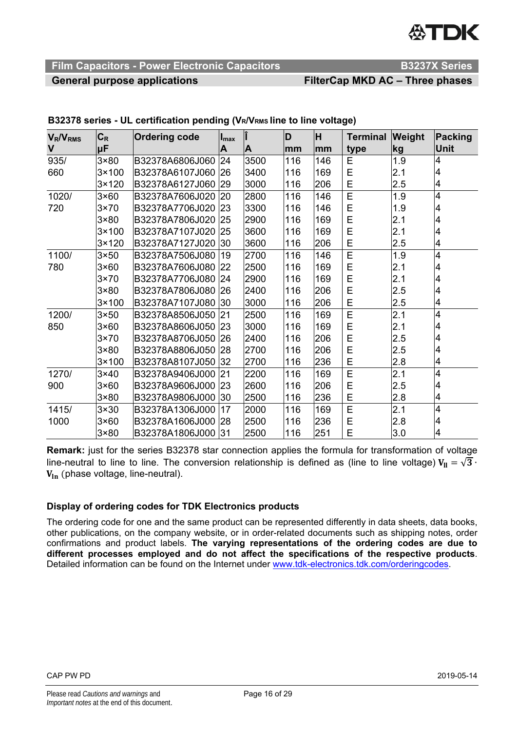## B32378 series - UL certification pending ($V_R/V_{RMS}$ line to line voltage)

| $V_R/V_{RMS}$ V | $C_R$ µF | Ordering code | $I_{max}$ A | Î A | D mm | H mm | Terminal type | Weight kg | Packing Unit |
|---|---|---|---|---|---|---|---|---|---|
| 935/ | 3×80 | B32378A6806J060 | 24 | 3500 | 116 | 146 | E | 1.9 | 4 |
| 660 | 3×100 | B32378A6107J060 | 26 | 3400 | 116 | 169 | E | 2.1 | 4 |
| | 3×120 | B32378A6127J060 | 29 | 3000 | 116 | 206 | E | 2.5 | 4 |
| 1020/ | 3×60 | B32378A7606J020 | 20 | 2800 | 116 | 146 | E | 1.9 | 4 |
| 720 | 3×70 | B32378A7706J020 | 23 | 3300 | 116 | 146 | E | 1.9 | 4 |
| | 3×80 | B32378A7806J020 | 25 | 2900 | 116 | 169 | E | 2.1 | 4 |
| | 3×100 | B32378A7107J020 | 25 | 3600 | 116 | 169 | E | 2.1 | 4 |
| | 3×120 | B32378A7127J020 | 30 | 3600 | 116 | 206 | E | 2.5 | 4 |
| 1100/ | 3×50 | B32378A7506J080 | 19 | 2700 | 116 | 146 | E | 1.9 | 4 |
| 780 | 3×60 | B32378A7606J080 | 22 | 2500 | 116 | 169 | E | 2.1 | 4 |
| | 3×70 | B32378A7706J080 | 24 | 2900 | 116 | 169 | E | 2.1 | 4 |
| | 3×80 | B32378A7806J080 | 26 | 2400 | 116 | 206 | E | 2.5 | 4 |
| | 3×100 | B32378A7107J080 | 30 | 3000 | 116 | 206 | E | 2.5 | 4 |
| 1200/ | 3×50 | B32378A8506J050 | 21 | 2500 | 116 | 169 | E | 2.1 | 4 |
| 850 | 3×60 | B32378A8606J050 | 23 | 3000 | 116 | 169 | E | 2.1 | 4 |
| | 3×70 | B32378A8706J050 | 26 | 2400 | 116 | 206 | E | 2.5 | 4 |
| | 3×80 | B32378A8806J050 | 28 | 2700 | 116 | 206 | E | 2.5 | 4 |
| | 3×100 | B32378A8107J050 | 32 | 2700 | 116 | 236 | E | 2.8 | 4 |
| 1270/ | 3×40 | B32378A9406J000 | 21 | 2200 | 116 | 169 | E | 2.1 | 4 |
| 900 | 3×60 | B32378A9606J000 | 23 | 2600 | 116 | 206 | E | 2.5 | 4 |
| | 3×80 | B32378A9806J000 | 30 | 2500 | 116 | 236 | E | 2.8 | 4 |
| 1415/ | 3×30 | B32378A1306J000 | 17 | 2000 | 116 | 169 | E | 2.1 | 4 |
| 1000 | 3×60 | B32378A1606J000 | 28 | 2500 | 116 | 236 | E | 2.8 | 4 |
| | 3×80 | B32378A1806J000 | 31 | 2500 | 116 | 251 | E | 3.0 | 4 |

**Remark:** just for the series B32378 star connection applies the formula for transformation of voltage line-neutral to line to line. The conversion relationship is defined as (line to line voltage) $\mathbf{V_{ll}} = \sqrt{3} \cdot \mathbf{V_{ln}}$ (phase voltage, line-neutral).

### Display of ordering codes for TDK Electronics products

The ordering code for one and the same product can be represented differently in data sheets, data books, other publications, on the company website, or in order-related documents such as shipping notes, order confirmations and product labels. **The varying representations of the ordering codes are due to different processes employed and do not affect the specifications of the respective products**. Detailed information can be found on the Internet under www.tdk-electronics.tdk.com/orderingcodes.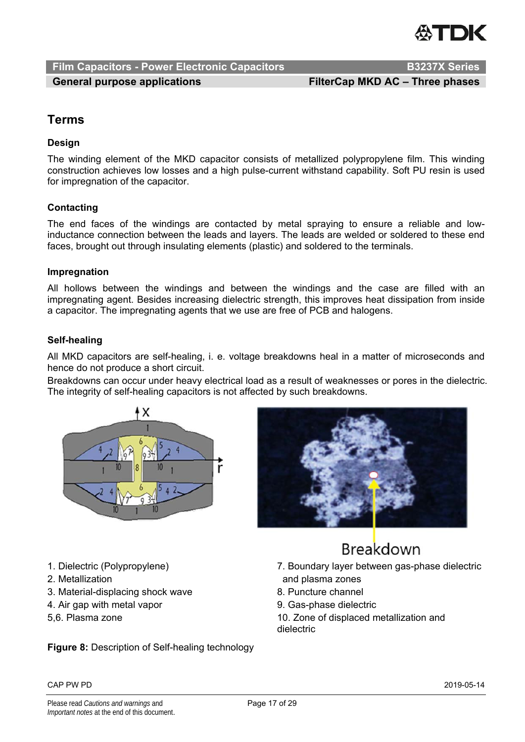## Terms

### Design

The winding element of the MKD capacitor consists of metallized polypropylene film. This winding construction achieves low losses and a high pulse-current withstand capability. Soft PU resin is used for impregnation of the capacitor.

### Contacting

The end faces of the windings are contacted by metal spraying to ensure a reliable and low-inductance connection between the leads and layers. The leads are welded or soldered to these end faces, brought out through insulating elements (plastic) and soldered to the terminals.

### Impregnation

All hollows between the windings and between the windings and the case are filled with an impregnating agent. Besides increasing dielectric strength, this improves heat dissipation from inside a capacitor. The impregnating agents that we use are free of PCB and halogens.

### Self-healing

All MKD capacitors are self-healing, i. e. voltage breakdowns heal in a matter of microseconds and hence do not produce a short circuit.

Breakdowns can occur under heavy electrical load as a result of weaknesses or pores in the dielectric. The integrity of self-healing capacitors is not affected by such breakdowns.

Breakdown

1. Dielectric (Polypropylene)
2. Metallization
3. Material-displacing shock wave
4. Air gap with metal vapor
5,6. Plasma zone
7. Boundary layer between gas-phase dielectric and plasma zones
8. Puncture channel
9. Gas-phase dielectric
10. Zone of displaced metallization and dielectric

**Figure 8:** Description of Self-healing technology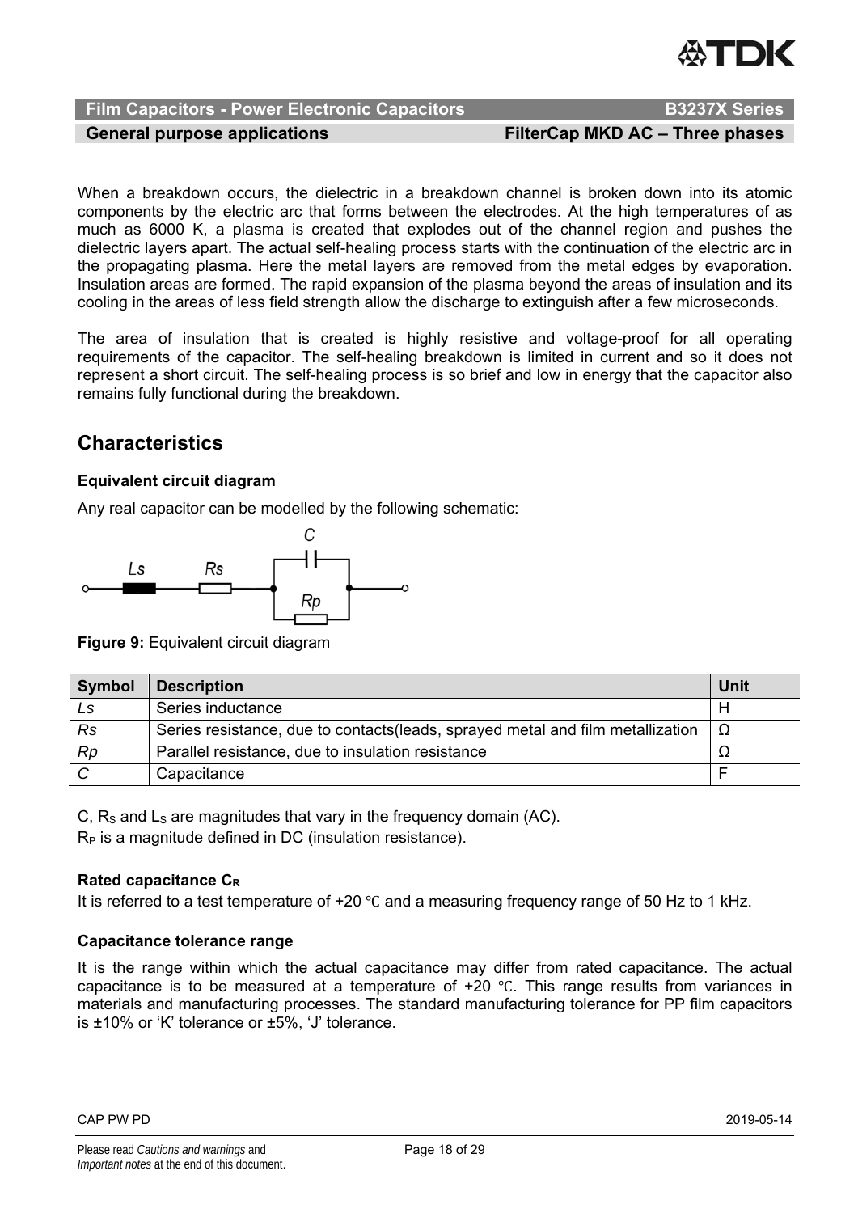When a breakdown occurs, the dielectric in a breakdown channel is broken down into its atomic components by the electric arc that forms between the electrodes. At the high temperatures of as much as 6000 K, a plasma is created that explodes out of the channel region and pushes the dielectric layers apart. The actual self-healing process starts with the continuation of the electric arc in the propagating plasma. Here the metal layers are removed from the metal edges by evaporation. Insulation areas are formed. The rapid expansion of the plasma beyond the areas of insulation and its cooling in the areas of less field strength allow the discharge to extinguish after a few microseconds.

The area of insulation that is created is highly resistive and voltage-proof for all operating requirements of the capacitor. The self-healing breakdown is limited in current and so it does not represent a short circuit. The self-healing process is so brief and low in energy that the capacitor also remains fully functional during the breakdown.

## Characteristics

**Equivalent circuit diagram**

Any real capacitor can be modelled by the following schematic:

**Figure 9:** Equivalent circuit diagram

| Symbol | Description | Unit |
|---|---|---|
| *Ls* | Series inductance | H |
| *Rs* | Series resistance, due to contacts(leads, sprayed metal and film metallization | Ω |
| *Rp* | Parallel resistance, due to insulation resistance | Ω |
| *C* | Capacitance | F |

C, $R_S$ and $L_S$ are magnitudes that vary in the frequency domain (AC).

$R_P$ is a magnitude defined in DC (insulation resistance).

**Rated capacitance $C_R$**

It is referred to a test temperature of +20 ℃ and a measuring frequency range of 50 Hz to 1 kHz.

**Capacitance tolerance range**

It is the range within which the actual capacitance may differ from rated capacitance. The actual capacitance is to be measured at a temperature of +20 ℃. This range results from variances in materials and manufacturing processes. The standard manufacturing tolerance for PP film capacitors is ±10% or 'K' tolerance or ±5%, 'J' tolerance.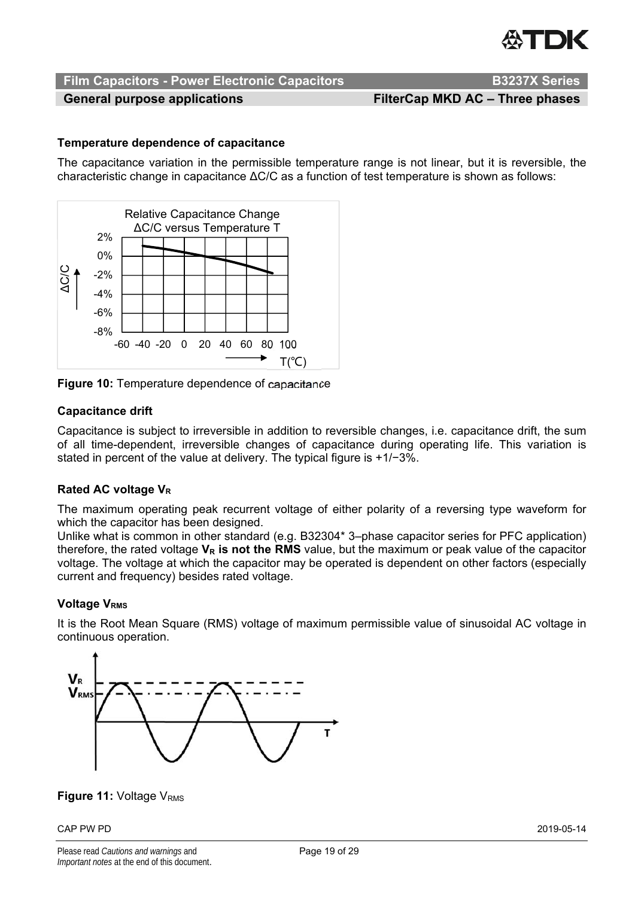### Temperature dependence of capacitance

The capacitance variation in the permissible temperature range is not linear, but it is reversible, the characteristic change in capacitance ΔC/C as a function of test temperature is shown as follows:

**Figure 10:** Temperature dependence of capacitance

### Capacitance drift

Capacitance is subject to irreversible in addition to reversible changes, i.e. capacitance drift, the sum of all time-dependent, irreversible changes of capacitance during operating life. This variation is stated in percent of the value at delivery. The typical figure is +1/−3%.

### Rated AC voltage $V_R$

The maximum operating peak recurrent voltage of either polarity of a reversing type waveform for which the capacitor has been designed.

Unlike what is common in other standard (e.g. B32304* 3–phase capacitor series for PFC application) therefore, the rated voltage **$V_R$ is not the RMS** value, but the maximum or peak value of the capacitor voltage. The voltage at which the capacitor may be operated is dependent on other factors (especially current and frequency) besides rated voltage.

### Voltage $V_{RMS}$

It is the Root Mean Square (RMS) voltage of maximum permissible value of sinusoidal AC voltage in continuous operation.

**Figure 11:** Voltage $V_{RMS}$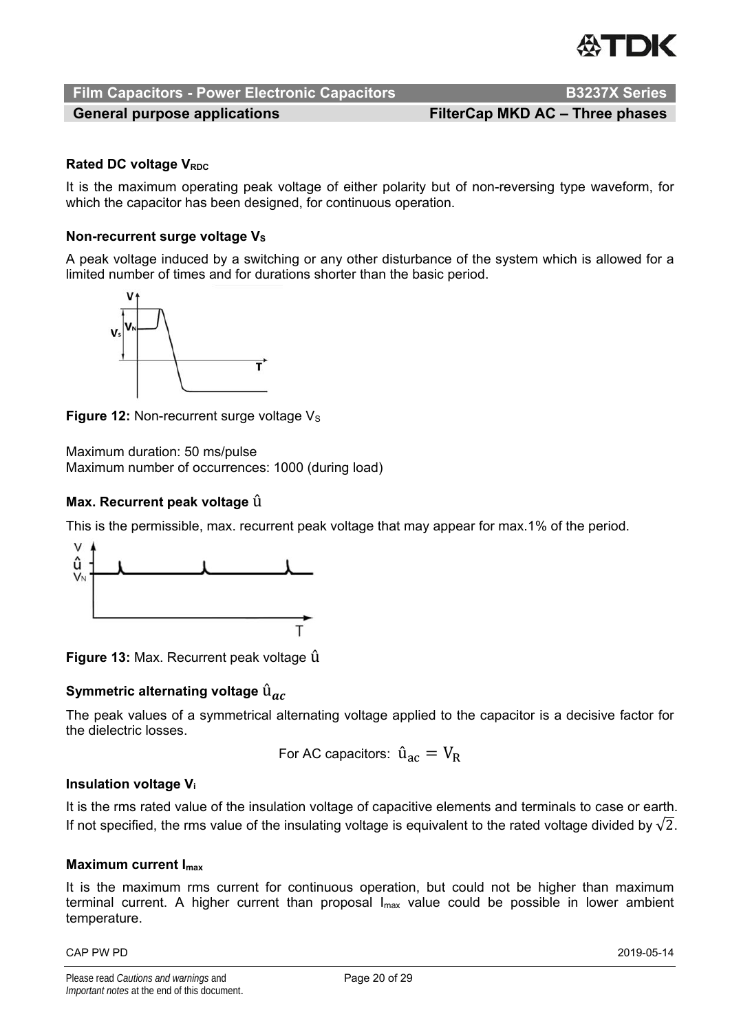#### Rated DC voltage $V_{RDC}$

It is the maximum operating peak voltage of either polarity but of non-reversing type waveform, for which the capacitor has been designed, for continuous operation.

#### Non-recurrent surge voltage $V_S$

A peak voltage induced by a switching or any other disturbance of the system which is allowed for a limited number of times and for durations shorter than the basic period.

**Figure 12:** Non-recurrent surge voltage $V_S$

Maximum duration: 50 ms/pulse
Maximum number of occurrences: 1000 (during load)

#### Max. Recurrent peak voltage $\hat{u}$

This is the permissible, max. recurrent peak voltage that may appear for max.1% of the period.

**Figure 13:** Max. Recurrent peak voltage $\hat{u}$

#### Symmetric alternating voltage $\hat{u}_{ac}$

The peak values of a symmetrical alternating voltage applied to the capacitor is a decisive factor for the dielectric losses.

For AC capacitors: $\hat{u}_{ac} = V_R$

#### Insulation voltage $V_i$

It is the rms rated value of the insulation voltage of capacitive elements and terminals to case or earth. If not specified, the rms value of the insulating voltage is equivalent to the rated voltage divided by $\sqrt{2}$.

#### Maximum current $I_{max}$

It is the maximum rms current for continuous operation, but could not be higher than maximum terminal current. A higher current than proposal $I_{max}$ value could be possible in lower ambient temperature.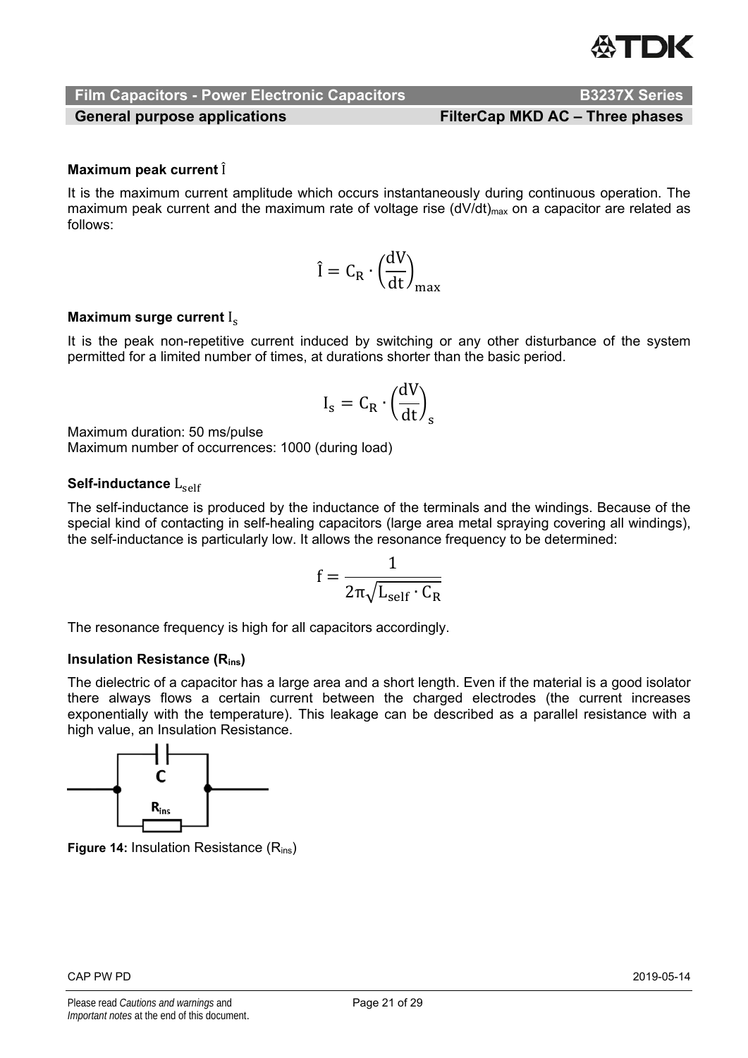#### Maximum peak current $\hat{I}$

It is the maximum current amplitude which occurs instantaneously during continuous operation. The maximum peak current and the maximum rate of voltage rise $(dV/dt)_{max}$ on a capacitor are related as follows:

$$\hat{I} = C_R \cdot \left(\frac{dV}{dt}\right)_{max}$$

#### Maximum surge current $I_s$

It is the peak non-repetitive current induced by switching or any other disturbance of the system permitted for a limited number of times, at durations shorter than the basic period.

$$I_s = C_R \cdot \left(\frac{dV}{dt}\right)_s$$

Maximum duration: 50 ms/pulse
Maximum number of occurrences: 1000 (during load)

#### Self-inductance $L_{self}$

The self-inductance is produced by the inductance of the terminals and the windings. Because of the special kind of contacting in self-healing capacitors (large area metal spraying covering all windings), the self-inductance is particularly low. It allows the resonance frequency to be determined:

$$f = \frac{1}{2\pi\sqrt{L_{self} \cdot C_R}}$$

The resonance frequency is high for all capacitors accordingly.

#### Insulation Resistance ($R_{ins}$)

The dielectric of a capacitor has a large area and a short length. Even if the material is a good isolator there always flows a certain current between the charged electrodes (the current increases exponentially with the temperature). This leakage can be described as a parallel resistance with a high value, an Insulation Resistance.

**Figure 14:** Insulation Resistance ($R_{ins}$)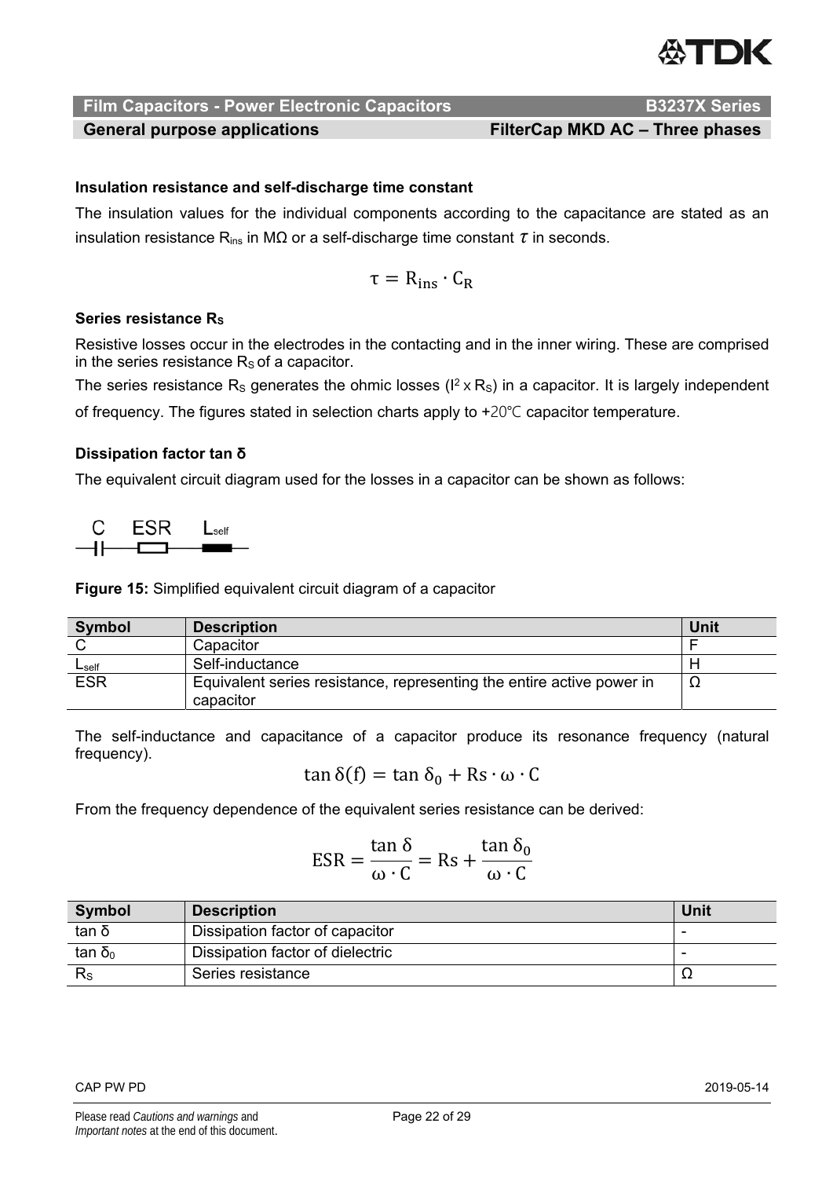### Insulation resistance and self-discharge time constant

The insulation values for the individual components according to the capacitance are stated as an insulation resistance $R_{ins}$ in MΩ or a self-discharge time constant $\tau$ in seconds.

$$\tau = R_{ins} \cdot C_R$$

### Series resistance $R_S$

Resistive losses occur in the electrodes in the contacting and in the inner wiring. These are comprised in the series resistance $R_S$ of a capacitor.

The series resistance $R_S$ generates the ohmic losses ($I^2 \times R_S$) in a capacitor. It is largely independent of frequency. The figures stated in selection charts apply to +20℃ capacitor temperature.

### Dissipation factor tan δ

The equivalent circuit diagram used for the losses in a capacitor can be shown as follows:

C ESR $L_{self}$

**Figure 15:** Simplified equivalent circuit diagram of a capacitor

| Symbol | Description | Unit |
|---|---|---|
| C | Capacitor | F |
| $L_{self}$ | Self-inductance | H |
| ESR | Equivalent series resistance, representing the entire active power in capacitor | Ω |

The self-inductance and capacitance of a capacitor produce its resonance frequency (natural frequency).

$$\tan\delta(f) = \tan\delta_0 + Rs \cdot \omega \cdot C$$

From the frequency dependence of the equivalent series resistance can be derived:

$$ESR = \frac{\tan\delta}{\omega \cdot C} = Rs + \frac{\tan\delta_0}{\omega \cdot C}$$

| Symbol | Description | Unit |
|---|---|---|
| tan δ | Dissipation factor of capacitor | - |
| $\tan\delta_0$ | Dissipation factor of dielectric | - |
| $R_S$ | Series resistance | Ω |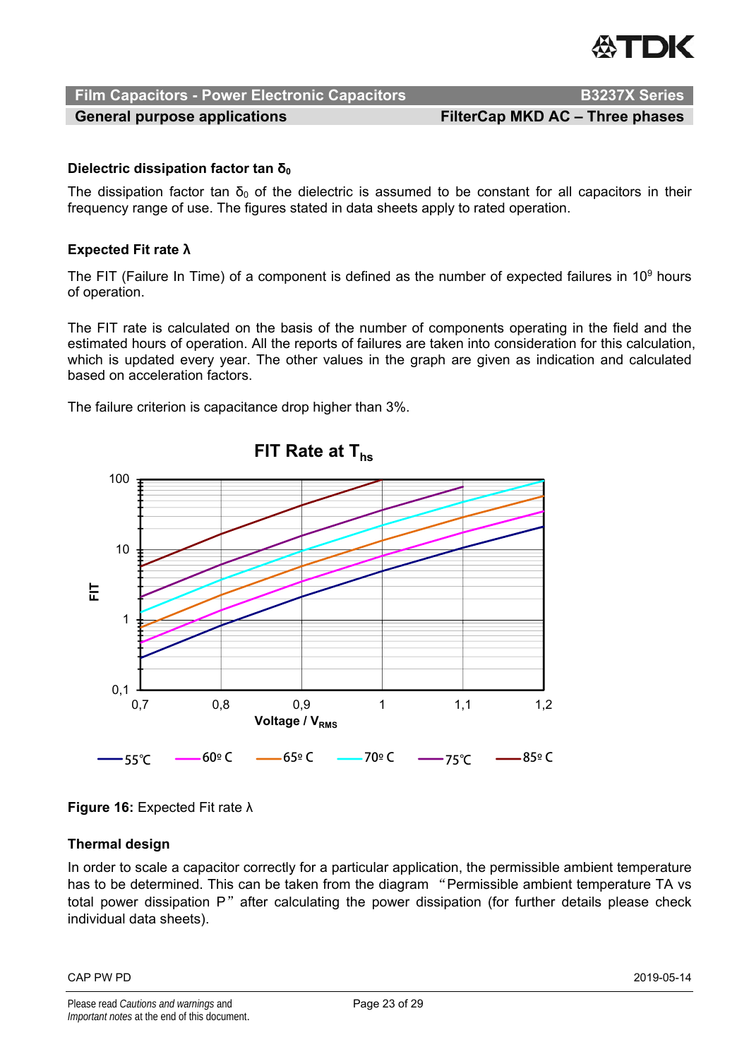#### Dielectric dissipation factor tan $\delta_0$

The dissipation factor tan $\delta_0$ of the dielectric is assumed to be constant for all capacitors in their frequency range of use. The figures stated in data sheets apply to rated operation.

#### Expected Fit rate λ

The FIT (Failure In Time) of a component is defined as the number of expected failures in $10^9$ hours of operation.

The FIT rate is calculated on the basis of the number of components operating in the field and the estimated hours of operation. All the reports of failures are taken into consideration for this calculation, which is updated every year. The other values in the graph are given as indication and calculated based on acceleration factors.

The failure criterion is capacitance drop higher than 3%.

**Figure 16:** Expected Fit rate λ

#### Thermal design

In order to scale a capacitor correctly for a particular application, the permissible ambient temperature has to be determined. This can be taken from the diagram "Permissible ambient temperature TA vs total power dissipation P" after calculating the power dissipation (for further details please check individual data sheets).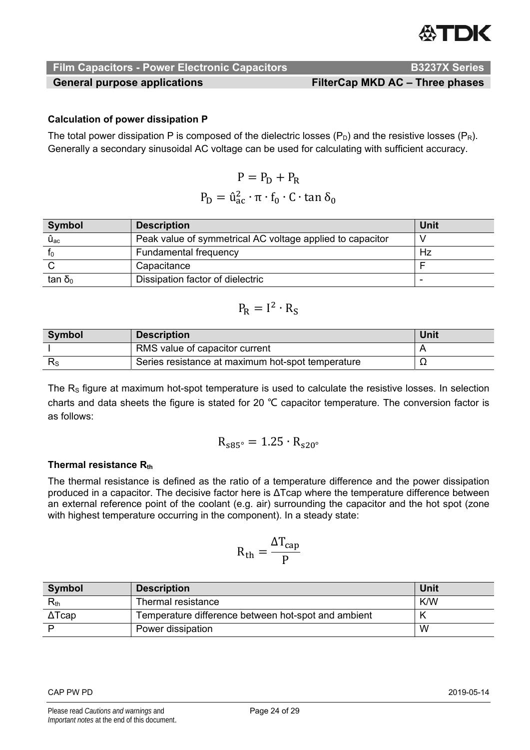### Calculation of power dissipation P

The total power dissipation P is composed of the dielectric losses ($P_D$) and the resistive losses ($P_R$). Generally a secondary sinusoidal AC voltage can be used for calculating with sufficient accuracy.

$$P = P_D + P_R$$

$$P_D = \hat{u}_{ac}^2 \cdot \pi \cdot f_0 \cdot C \cdot \tan \delta_0$$

| Symbol | Description | Unit |
|---|---|---|
| $\hat{u}_{ac}$ | Peak value of symmetrical AC voltage applied to capacitor | V |
| $f_0$ | Fundamental frequency | Hz |
| C | Capacitance | F |
| $\tan \delta_0$ | Dissipation factor of dielectric | - |

$$P_R = I^2 \cdot R_S$$

| Symbol | Description | Unit |
|---|---|---|
| I | RMS value of capacitor current | A |
| $R_S$ | Series resistance at maximum hot-spot temperature | Ω |

The $R_S$ figure at maximum hot-spot temperature is used to calculate the resistive losses. In selection charts and data sheets the figure is stated for 20 ℃ capacitor temperature. The conversion factor is as follows:

$$R_{s85^\circ} = 1.25 \cdot R_{s20^\circ}$$

### Thermal resistance $R_{th}$

The thermal resistance is defined as the ratio of a temperature difference and the power dissipation produced in a capacitor. The decisive factor here is ΔTcap where the temperature difference between an external reference point of the coolant (e.g. air) surrounding the capacitor and the hot spot (zone with highest temperature occurring in the component). In a steady state:

$$R_{th} = \frac{\Delta T_{cap}}{P}$$

| Symbol | Description | Unit |
|---|---|---|
| $R_{th}$ | Thermal resistance | K/W |
| ΔTcap | Temperature difference between hot-spot and ambient | K |
| P | Power dissipation | W |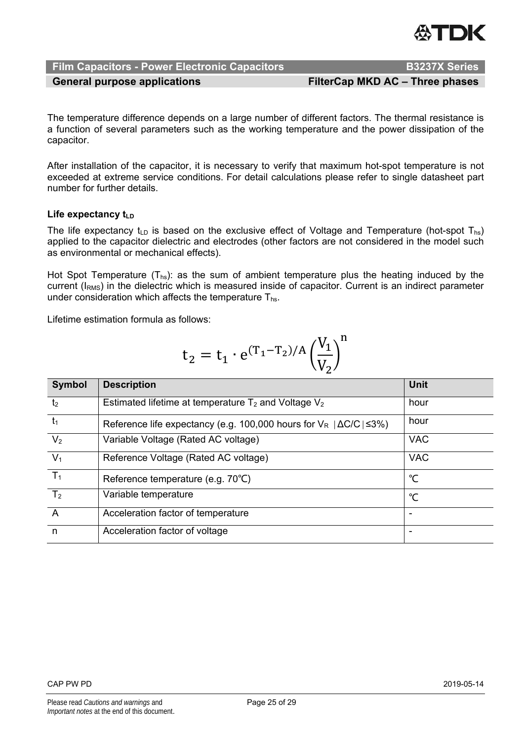The temperature difference depends on a large number of different factors. The thermal resistance is a function of several parameters such as the working temperature and the power dissipation of the capacitor.

After installation of the capacitor, it is necessary to verify that maximum hot-spot temperature is not exceeded at extreme service conditions. For detail calculations please refer to single datasheet part number for further details.

**Life expectancy $t_{LD}$**

The life expectancy $t_{LD}$ is based on the exclusive effect of Voltage and Temperature (hot-spot $T_{hs}$) applied to the capacitor dielectric and electrodes (other factors are not considered in the model such as environmental or mechanical effects).

Hot Spot Temperature ($T_{hs}$): as the sum of ambient temperature plus the heating induced by the current ($I_{RMS}$) in the dielectric which is measured inside of capacitor. Current is an indirect parameter under consideration which affects the temperature $T_{hs}$.

Lifetime estimation formula as follows:

$$t_2 = t_1 \cdot e^{(T_1 - T_2)/A} \left(\frac{V_1}{V_2}\right)^n$$

| Symbol | Description | Unit |
|---|---|---|
| $t_2$ | Estimated lifetime at temperature $T_2$ and Voltage $V_2$ | hour |
| $t_1$ | Reference life expectancy (e.g. 100,000 hours for $V_R$ │ΔC/C│≤3%) | hour |
| $V_2$ | Variable Voltage (Rated AC voltage) | VAC |
| $V_1$ | Reference Voltage (Rated AC voltage) | VAC |
| $T_1$ | Reference temperature (e.g. 70℃) | ℃ |
| $T_2$ | Variable temperature | ℃ |
| A | Acceleration factor of temperature | - |
| n | Acceleration factor of voltage | - |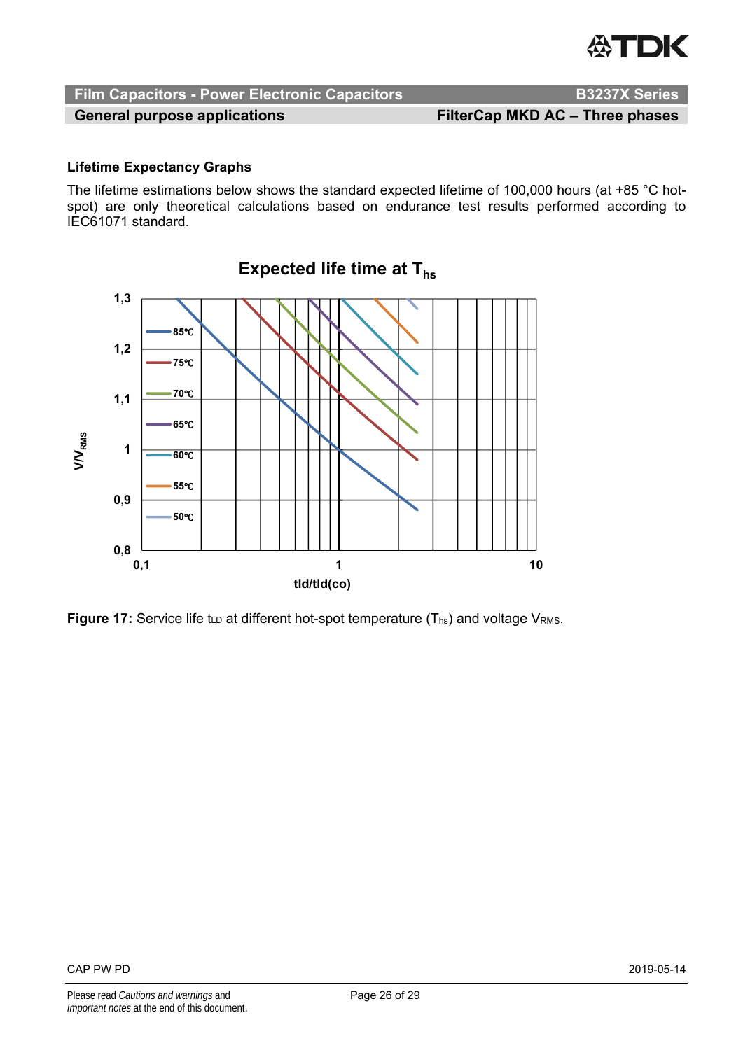### Lifetime Expectancy Graphs

The lifetime estimations below shows the standard expected lifetime of 100,000 hours (at +85 °C hot-spot) are only theoretical calculations based on endurance test results performed according to IEC61071 standard.

**Figure 17:** Service life $t_{LD}$ at different hot-spot temperature ($T_{hs}$) and voltage $V_{RMS}$.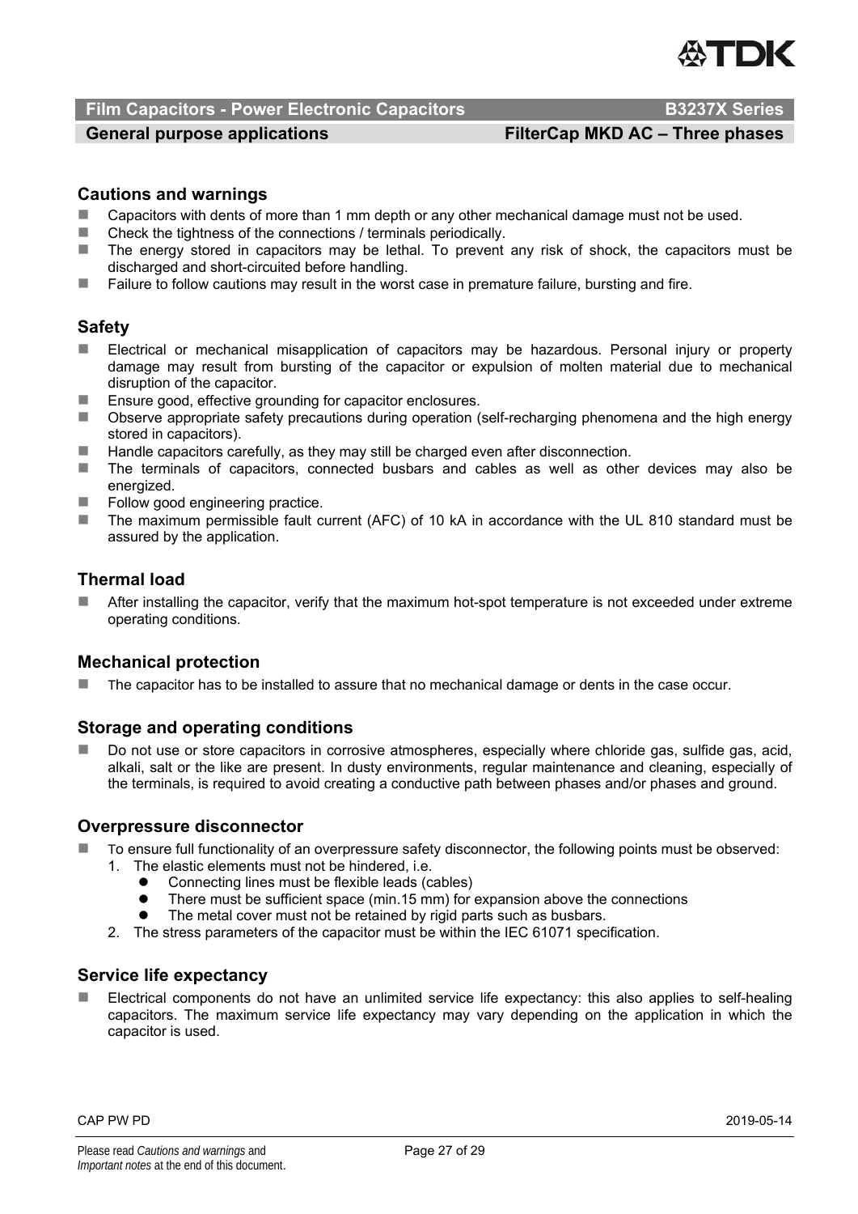## Cautions and warnings

- Capacitors with dents of more than 1 mm depth or any other mechanical damage must not be used.
- Check the tightness of the connections / terminals periodically.
- The energy stored in capacitors may be lethal. To prevent any risk of shock, the capacitors must be discharged and short-circuited before handling.
- Failure to follow cautions may result in the worst case in premature failure, bursting and fire.

## Safety

- Electrical or mechanical misapplication of capacitors may be hazardous. Personal injury or property damage may result from bursting of the capacitor or expulsion of molten material due to mechanical disruption of the capacitor.
- Ensure good, effective grounding for capacitor enclosures.
- Observe appropriate safety precautions during operation (self-recharging phenomena and the high energy stored in capacitors).
- Handle capacitors carefully, as they may still be charged even after disconnection.
- The terminals of capacitors, connected busbars and cables as well as other devices may also be energized.
- Follow good engineering practice.
- The maximum permissible fault current (AFC) of 10 kA in accordance with the UL 810 standard must be assured by the application.

## Thermal load

- After installing the capacitor, verify that the maximum hot-spot temperature is not exceeded under extreme operating conditions.

## Mechanical protection

- The capacitor has to be installed to assure that no mechanical damage or dents in the case occur.

## Storage and operating conditions

- Do not use or store capacitors in corrosive atmospheres, especially where chloride gas, sulfide gas, acid, alkali, salt or the like are present. In dusty environments, regular maintenance and cleaning, especially of the terminals, is required to avoid creating a conductive path between phases and/or phases and ground.

## Overpressure disconnector

- To ensure full functionality of an overpressure safety disconnector, the following points must be observed:
  1. The elastic elements must not be hindered, i.e.
     - Connecting lines must be flexible leads (cables)
     - There must be sufficient space (min.15 mm) for expansion above the connections
     - The metal cover must not be retained by rigid parts such as busbars.
  2. The stress parameters of the capacitor must be within the IEC 61071 specification.

## Service life expectancy

- Electrical components do not have an unlimited service life expectancy: this also applies to self-healing capacitors. The maximum service life expectancy may vary depending on the application in which the capacitor is used.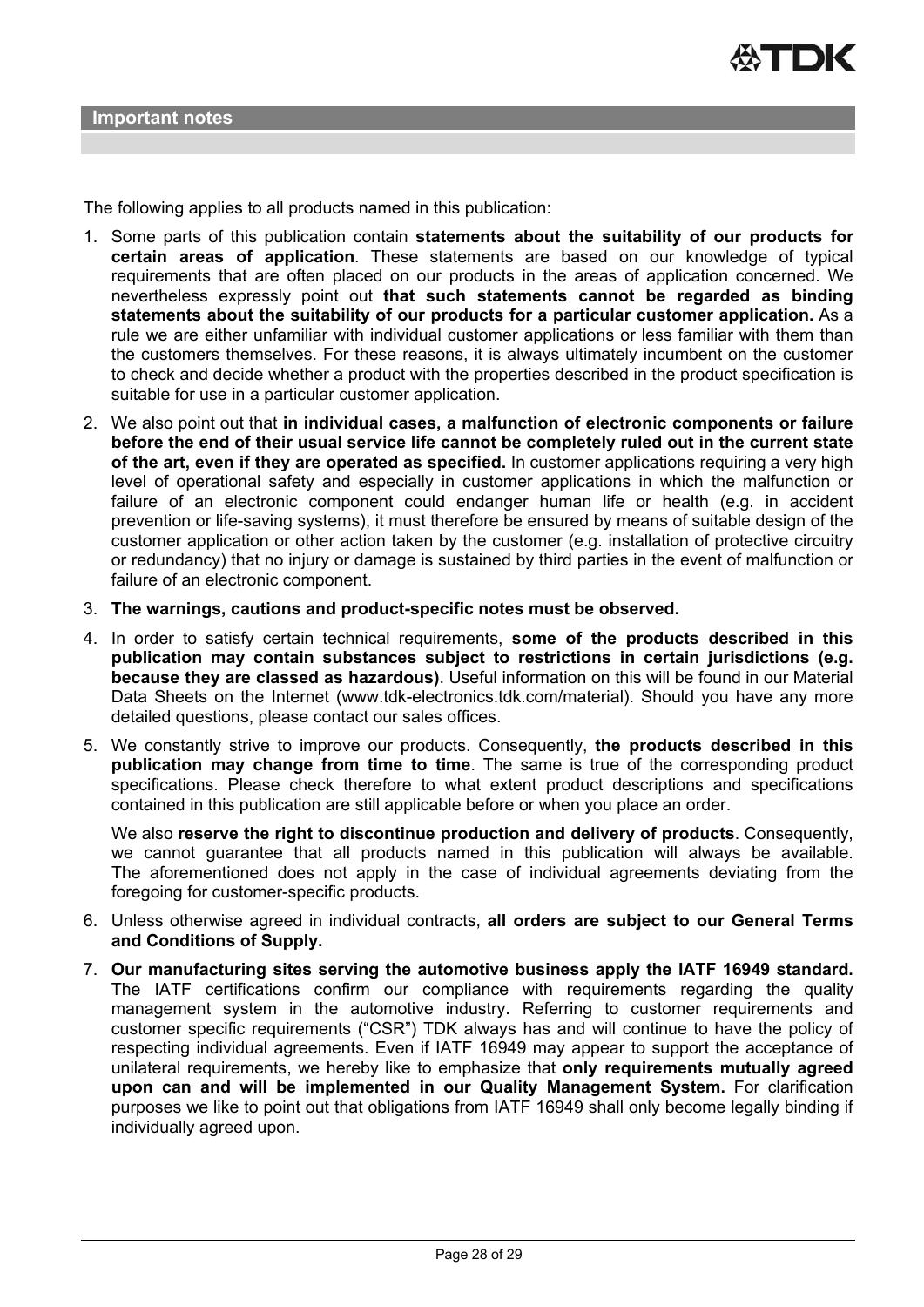## Important notes

The following applies to all products named in this publication:

1. Some parts of this publication contain **statements about the suitability of our products for certain areas of application**. These statements are based on our knowledge of typical requirements that are often placed on our products in the areas of application concerned. We nevertheless expressly point out **that such statements cannot be regarded as binding statements about the suitability of our products for a particular customer application.** As a rule we are either unfamiliar with individual customer applications or less familiar with them than the customers themselves. For these reasons, it is always ultimately incumbent on the customer to check and decide whether a product with the properties described in the product specification is suitable for use in a particular customer application.
2. We also point out that **in individual cases, a malfunction of electronic components or failure before the end of their usual service life cannot be completely ruled out in the current state of the art, even if they are operated as specified.** In customer applications requiring a very high level of operational safety and especially in customer applications in which the malfunction or failure of an electronic component could endanger human life or health (e.g. in accident prevention or life-saving systems), it must therefore be ensured by means of suitable design of the customer application or other action taken by the customer (e.g. installation of protective circuitry or redundancy) that no injury or damage is sustained by third parties in the event of malfunction or failure of an electronic component.
3. **The warnings, cautions and product-specific notes must be observed.**
4. In order to satisfy certain technical requirements, **some of the products described in this publication may contain substances subject to restrictions in certain jurisdictions (e.g. because they are classed as hazardous)**. Useful information on this will be found in our Material Data Sheets on the Internet (www.tdk-electronics.tdk.com/material). Should you have any more detailed questions, please contact our sales offices.
5. We constantly strive to improve our products. Consequently, **the products described in this publication may change from time to time**. The same is true of the corresponding product specifications. Please check therefore to what extent product descriptions and specifications contained in this publication are still applicable before or when you place an order.

   We also **reserve the right to discontinue production and delivery of products**. Consequently, we cannot guarantee that all products named in this publication will always be available. The aforementioned does not apply in the case of individual agreements deviating from the foregoing for customer-specific products.
6. Unless otherwise agreed in individual contracts, **all orders are subject to our General Terms and Conditions of Supply.**
7. **Our manufacturing sites serving the automotive business apply the IATF 16949 standard.** The IATF certifications confirm our compliance with requirements regarding the quality management system in the automotive industry. Referring to customer requirements and customer specific requirements ("CSR") TDK always has and will continue to have the policy of respecting individual agreements. Even if IATF 16949 may appear to support the acceptance of unilateral requirements, we hereby like to emphasize that **only requirements mutually agreed upon can and will be implemented in our Quality Management System.** For clarification purposes we like to point out that obligations from IATF 16949 shall only become legally binding if individually agreed upon.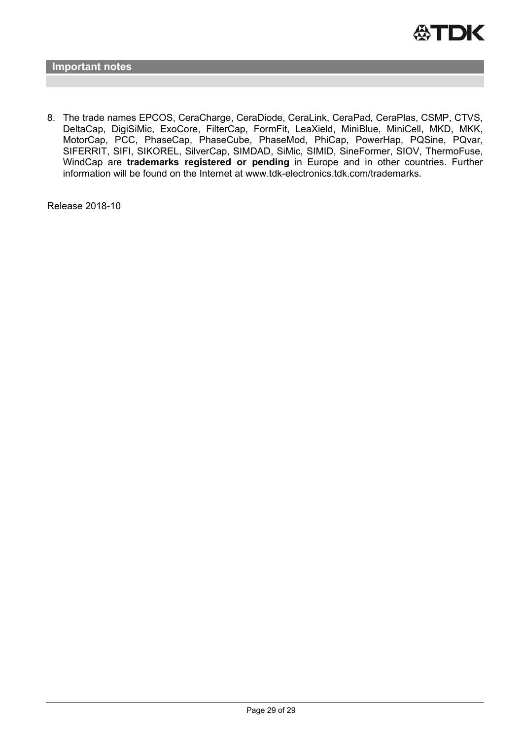## Important notes

8. The trade names EPCOS, CeraCharge, CeraDiode, CeraLink, CeraPad, CeraPlas, CSMP, CTVS, DeltaCap, DigiSiMic, ExoCore, FilterCap, FormFit, LeaXield, MiniBlue, MiniCell, MKD, MKK, MotorCap, PCC, PhaseCap, PhaseCube, PhaseMod, PhiCap, PowerHap, PQSine, PQvar, SIFERRIT, SIFI, SIKOREL, SilverCap, SIMDAD, SiMic, SIMID, SineFormer, SIOV, ThermoFuse, WindCap are **trademarks registered or pending** in Europe and in other countries. Further information will be found on the Internet at www.tdk-electronics.tdk.com/trademarks.

Release 2018-10